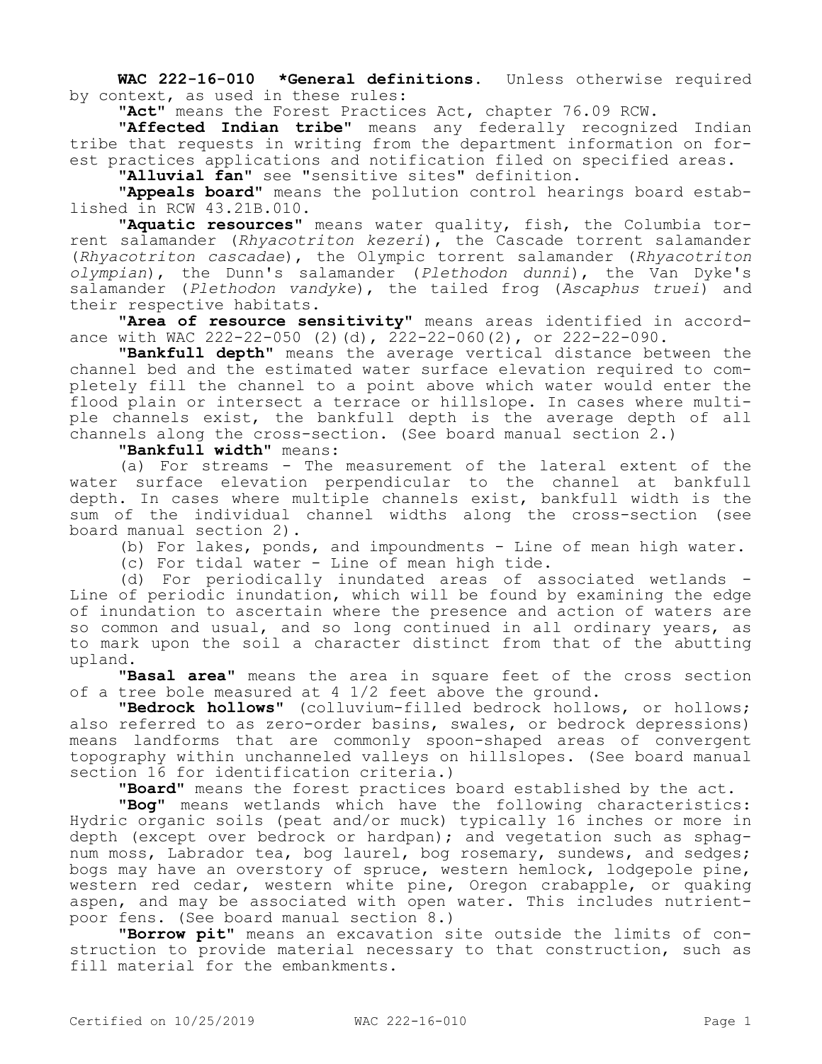**WAC 222-16-010 *General definitions.** Unless otherwise required by context, as used in these rules:

"**Act**" means the Forest Practices Act, chapter 76.09 RCW.

"**Affected Indian tribe**" means any federally recognized Indian tribe that requests in writing from the department information on forest practices applications and notification filed on specified areas.

"**Alluvial fan**" see "sensitive sites" definition.

"**Appeals board**" means the pollution control hearings board established in RCW 43.21B.010.

"**Aquatic resources**" means water quality, fish, the Columbia torrent salamander (*Rhyacotriton kezeri*), the Cascade torrent salamander (*Rhyacotriton cascadae*), the Olympic torrent salamander (*Rhyacotriton olympian*), the Dunn's salamander (*Plethodon dunni*), the Van Dyke's salamander (*Plethodon vandyke*), the tailed frog (*Ascaphus truei*) and their respective habitats.

"**Area of resource sensitivity**" means areas identified in accordance with WAC 222-22-050 (2)(d), 222-22-060(2), or 222-22-090.

"**Bankfull depth**" means the average vertical distance between the channel bed and the estimated water surface elevation required to completely fill the channel to a point above which water would enter the flood plain or intersect a terrace or hillslope. In cases where multiple channels exist, the bankfull depth is the average depth of all channels along the cross-section. (See board manual section 2.)

"**Bankfull width**" means:

(a) For streams - The measurement of the lateral extent of the water surface elevation perpendicular to the channel at bankfull depth. In cases where multiple channels exist, bankfull width is the sum of the individual channel widths along the cross-section (see board manual section 2).

(b) For lakes, ponds, and impoundments - Line of mean high water.

(c) For tidal water - Line of mean high tide.

(d) For periodically inundated areas of associated wetlands - Line of periodic inundation, which will be found by examining the edge of inundation to ascertain where the presence and action of waters are so common and usual, and so long continued in all ordinary years, as to mark upon the soil a character distinct from that of the abutting upland.

"**Basal area**" means the area in square feet of the cross section of a tree bole measured at 4 1/2 feet above the ground.

"**Bedrock hollows**" (colluvium-filled bedrock hollows, or hollows; also referred to as zero-order basins, swales, or bedrock depressions) means landforms that are commonly spoon-shaped areas of convergent topography within unchanneled valleys on hillslopes. (See board manual section 16 for identification criteria.)

"**Board**" means the forest practices board established by the act.

"**Bog**" means wetlands which have the following characteristics: Hydric organic soils (peat and/or muck) typically 16 inches or more in depth (except over bedrock or hardpan); and vegetation such as sphagnum moss, Labrador tea, bog laurel, bog rosemary, sundews, and sedges; bogs may have an overstory of spruce, western hemlock, lodgepole pine, western red cedar, western white pine, Oregon crabapple, or quaking aspen, and may be associated with open water. This includes nutrient-poor fens. (See board manual section 8.)

"**Borrow pit**" means an excavation site outside the limits of construction to provide material necessary to that construction, such as fill material for the embankments.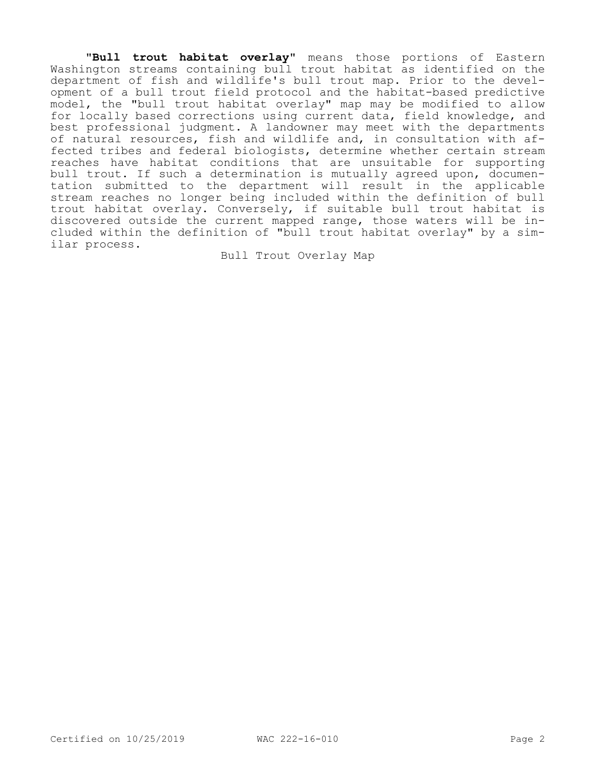"**Bull trout habitat overlay**" means those portions of Eastern Washington streams containing bull trout habitat as identified on the department of fish and wildlife's bull trout map. Prior to the development of a bull trout field protocol and the habitat-based predictive model, the "bull trout habitat overlay" map may be modified to allow for locally based corrections using current data, field knowledge, and best professional judgment. A landowner may meet with the departments of natural resources, fish and wildlife and, in consultation with affected tribes and federal biologists, determine whether certain stream reaches have habitat conditions that are unsuitable for supporting bull trout. If such a determination is mutually agreed upon, documentation submitted to the department will result in the applicable stream reaches no longer being included within the definition of bull trout habitat overlay. Conversely, if suitable bull trout habitat is discovered outside the current mapped range, those waters will be included within the definition of "bull trout habitat overlay" by a similar process.

Bull Trout Overlay Map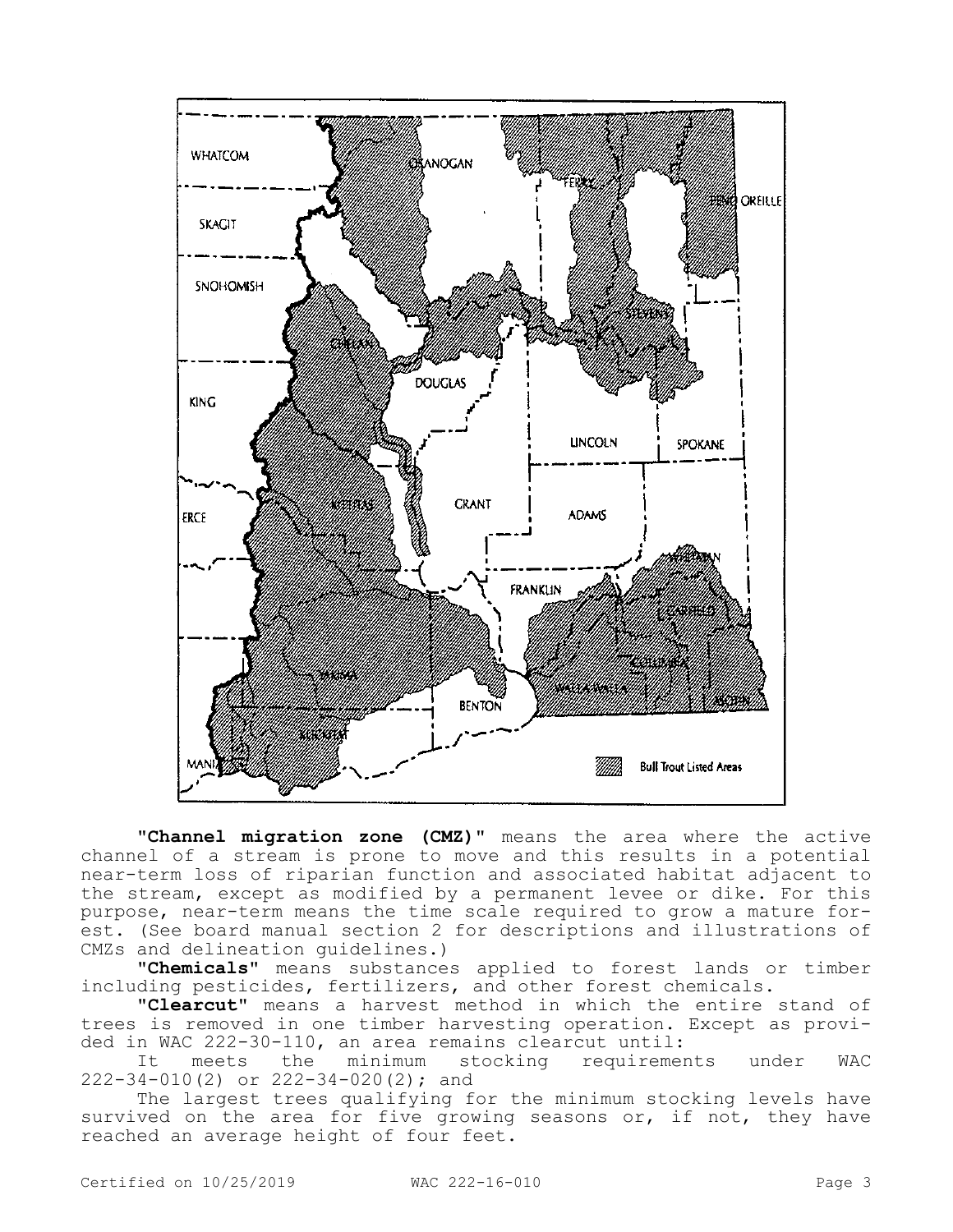"**Channel migration zone (CMZ)**" means the area where the active channel of a stream is prone to move and this results in a potential near-term loss of riparian function and associated habitat adjacent to the stream, except as modified by a permanent levee or dike. For this purpose, near-term means the time scale required to grow a mature forest. (See board manual section 2 for descriptions and illustrations of CMZs and delineation guidelines.)

"**Chemicals**" means substances applied to forest lands or timber including pesticides, fertilizers, and other forest chemicals.

"**Clearcut**" means a harvest method in which the entire stand of trees is removed in one timber harvesting operation. Except as provided in WAC 222-30-110, an area remains clearcut until:

It meets the minimum stocking requirements under WAC 222-34-010(2) or 222-34-020(2); and

The largest trees qualifying for the minimum stocking levels have survived on the area for five growing seasons or, if not, they have reached an average height of four feet.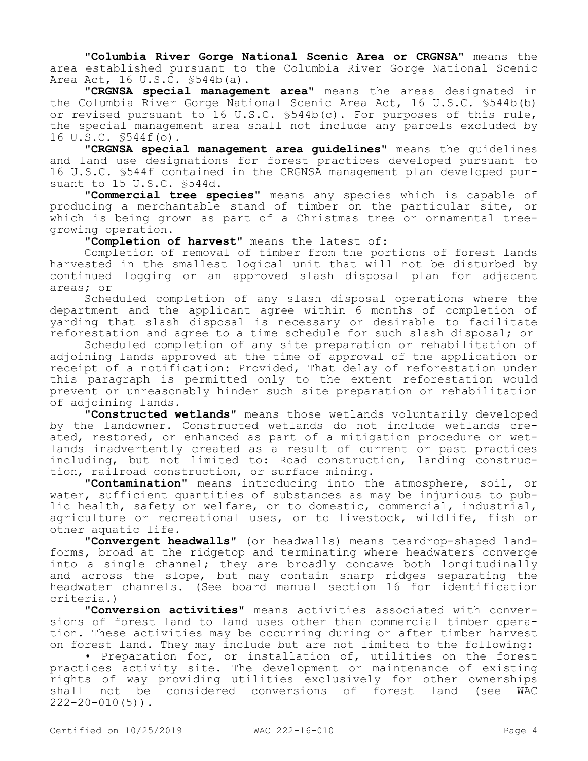**"Columbia River Gorge National Scenic Area or CRGNSA"** means the area established pursuant to the Columbia River Gorge National Scenic Area Act, 16 U.S.C. §544b(a).

**"CRGNSA special management area"** means the areas designated in the Columbia River Gorge National Scenic Area Act, 16 U.S.C. §544b(b) or revised pursuant to 16 U.S.C. §544b(c). For purposes of this rule, the special management area shall not include any parcels excluded by 16 U.S.C. §544f(o).

**"CRGNSA special management area guidelines"** means the guidelines and land use designations for forest practices developed pursuant to 16 U.S.C. §544f contained in the CRGNSA management plan developed pursuant to 15 U.S.C. §544d.

**"Commercial tree species"** means any species which is capable of producing a merchantable stand of timber on the particular site, or which is being grown as part of a Christmas tree or ornamental tree-growing operation.

**"Completion of harvest"** means the latest of:

Completion of removal of timber from the portions of forest lands harvested in the smallest logical unit that will not be disturbed by continued logging or an approved slash disposal plan for adjacent areas; or

Scheduled completion of any slash disposal operations where the department and the applicant agree within 6 months of completion of yarding that slash disposal is necessary or desirable to facilitate reforestation and agree to a time schedule for such slash disposal; or

Scheduled completion of any site preparation or rehabilitation of adjoining lands approved at the time of approval of the application or receipt of a notification: Provided, That delay of reforestation under this paragraph is permitted only to the extent reforestation would prevent or unreasonably hinder such site preparation or rehabilitation of adjoining lands.

**"Constructed wetlands"** means those wetlands voluntarily developed by the landowner. Constructed wetlands do not include wetlands created, restored, or enhanced as part of a mitigation procedure or wetlands inadvertently created as a result of current or past practices including, but not limited to: Road construction, landing construction, railroad construction, or surface mining.

**"Contamination"** means introducing into the atmosphere, soil, or water, sufficient quantities of substances as may be injurious to public health, safety or welfare, or to domestic, commercial, industrial, agriculture or recreational uses, or to livestock, wildlife, fish or other aquatic life.

**"Convergent headwalls"** (or headwalls) means teardrop-shaped landforms, broad at the ridgetop and terminating where headwaters converge into a single channel; they are broadly concave both longitudinally and across the slope, but may contain sharp ridges separating the headwater channels. (See board manual section 16 for identification criteria.)

**"Conversion activities"** means activities associated with conversions of forest land to land uses other than commercial timber operation. These activities may be occurring during or after timber harvest on forest land. They may include but are not limited to the following:

• Preparation for, or installation of, utilities on the forest practices activity site. The development or maintenance of existing rights of way providing utilities exclusively for other ownerships shall not be considered conversions of forest land (see WAC 222-20-010(5)).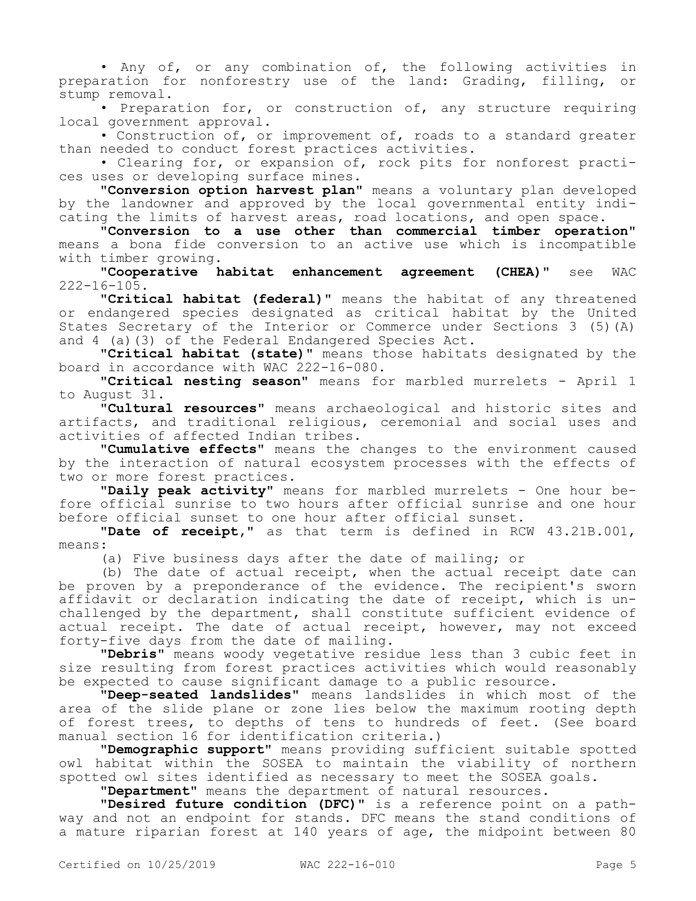• Any of, or any combination of, the following activities in preparation for nonforestry use of the land: Grading, filling, or stump removal.

• Preparation for, or construction of, any structure requiring local government approval.

• Construction of, or improvement of, roads to a standard greater than needed to conduct forest practices activities.

• Clearing for, or expansion of, rock pits for nonforest practices uses or developing surface mines.

"**Conversion option harvest plan**" means a voluntary plan developed by the landowner and approved by the local governmental entity indicating the limits of harvest areas, road locations, and open space.

"**Conversion to a use other than commercial timber operation**" means a bona fide conversion to an active use which is incompatible with timber growing.

"**Cooperative habitat enhancement agreement (CHEA)**" see WAC 222-16-105.

"**Critical habitat (federal)**" means the habitat of any threatened or endangered species designated as critical habitat by the United States Secretary of the Interior or Commerce under Sections 3 (5)(A) and 4 (a)(3) of the Federal Endangered Species Act.

"**Critical habitat (state)**" means those habitats designated by the board in accordance with WAC 222-16-080.

"**Critical nesting season**" means for marbled murrelets - April 1 to August 31.

"**Cultural resources**" means archaeological and historic sites and artifacts, and traditional religious, ceremonial and social uses and activities of affected Indian tribes.

"**Cumulative effects**" means the changes to the environment caused by the interaction of natural ecosystem processes with the effects of two or more forest practices.

"**Daily peak activity**" means for marbled murrelets - One hour before official sunrise to two hours after official sunrise and one hour before official sunset to one hour after official sunset.

"**Date of receipt**," as that term is defined in RCW 43.21B.001, means:

(a) Five business days after the date of mailing; or

(b) The date of actual receipt, when the actual receipt date can be proven by a preponderance of the evidence. The recipient's sworn affidavit or declaration indicating the date of receipt, which is unchallenged by the department, shall constitute sufficient evidence of actual receipt. The date of actual receipt, however, may not exceed forty-five days from the date of mailing.

"**Debris**" means woody vegetative residue less than 3 cubic feet in size resulting from forest practices activities which would reasonably be expected to cause significant damage to a public resource.

"**Deep-seated landslides**" means landslides in which most of the area of the slide plane or zone lies below the maximum rooting depth of forest trees, to depths of tens to hundreds of feet. (See board manual section 16 for identification criteria.)

"**Demographic support**" means providing sufficient suitable spotted owl habitat within the SOSEA to maintain the viability of northern spotted owl sites identified as necessary to meet the SOSEA goals.

"**Department**" means the department of natural resources.

"**Desired future condition (DFC)**" is a reference point on a pathway and not an endpoint for stands. DFC means the stand conditions of a mature riparian forest at 140 years of age, the midpoint between 80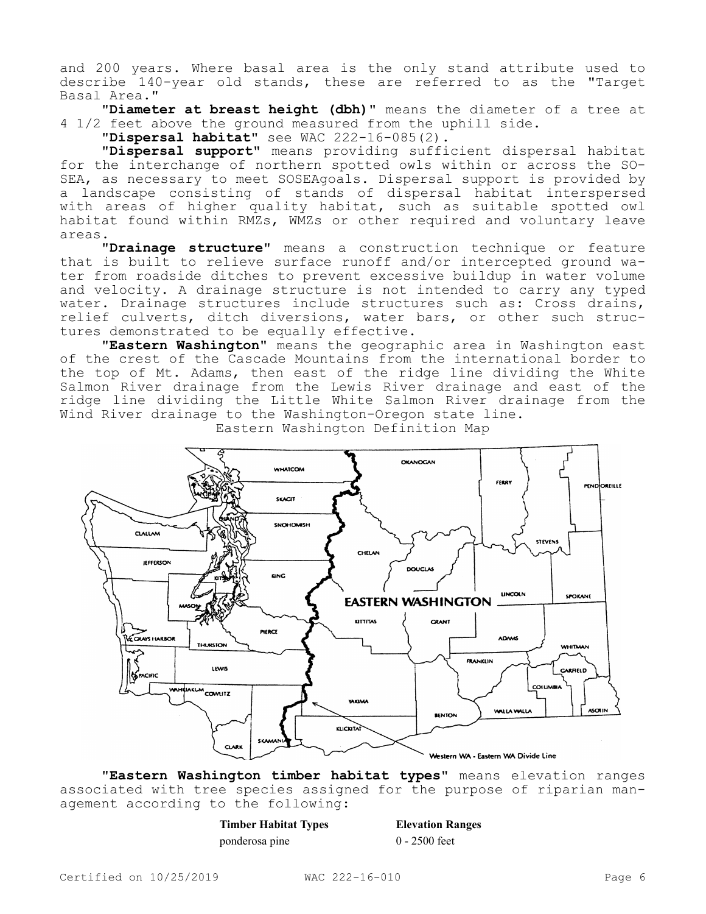and 200 years. Where basal area is the only stand attribute used to describe 140-year old stands, these are referred to as the "Target Basal Area."

"**Diameter at breast height (dbh)**" means the diameter of a tree at 4 1/2 feet above the ground measured from the uphill side.

"**Dispersal habitat**" see WAC 222-16-085(2).

"**Dispersal support**" means providing sufficient dispersal habitat for the interchange of northern spotted owls within or across the SOSEA, as necessary to meet SOSEAgoals. Dispersal support is provided by a landscape consisting of stands of dispersal habitat interspersed with areas of higher quality habitat, such as suitable spotted owl habitat found within RMZs, WMZs or other required and voluntary leave areas.

"**Drainage structure**" means a construction technique or feature that is built to relieve surface runoff and/or intercepted ground water from roadside ditches to prevent excessive buildup in water volume and velocity. A drainage structure is not intended to carry any typed water. Drainage structures include structures such as: Cross drains, relief culverts, ditch diversions, water bars, or other such structures demonstrated to be equally effective.

"**Eastern Washington**" means the geographic area in Washington east of the crest of the Cascade Mountains from the international border to the top of Mt. Adams, then east of the ridge line dividing the White Salmon River drainage from the Lewis River drainage and east of the ridge line dividing the Little White Salmon River drainage from the Wind River drainage to the Washington-Oregon state line.

Eastern Washington Definition Map

"**Eastern Washington timber habitat types**" means elevation ranges associated with tree species assigned for the purpose of riparian management according to the following:

| Timber Habitat Types | Elevation Ranges |
|---|---|
| ponderosa pine | 0 - 2500 feet |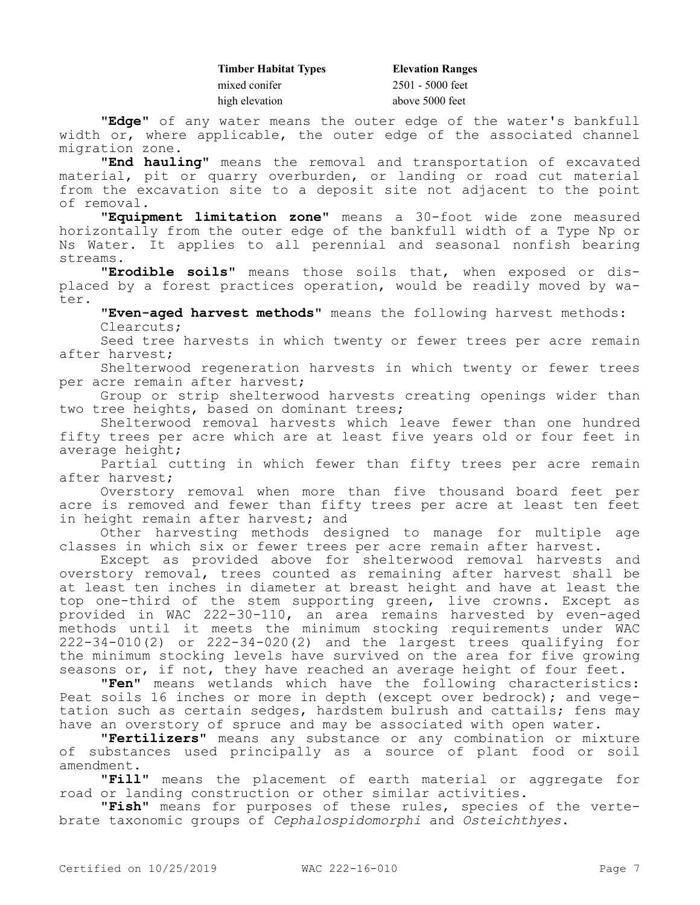| Timber Habitat Types | Elevation Ranges |
| --- | --- |
| mixed conifer | 2501 - 5000 feet |
| high elevation | above 5000 feet |

"**Edge**" of any water means the outer edge of the water's bankfull width or, where applicable, the outer edge of the associated channel migration zone.

"**End hauling**" means the removal and transportation of excavated material, pit or quarry overburden, or landing or road cut material from the excavation site to a deposit site not adjacent to the point of removal.

"**Equipment limitation zone**" means a 30-foot wide zone measured horizontally from the outer edge of the bankfull width of a Type Np or Ns Water. It applies to all perennial and seasonal nonfish bearing streams.

"**Erodible soils**" means those soils that, when exposed or displaced by a forest practices operation, would be readily moved by water.

"**Even-aged harvest methods**" means the following harvest methods:

Clearcuts;

Seed tree harvests in which twenty or fewer trees per acre remain after harvest;

Shelterwood regeneration harvests in which twenty or fewer trees per acre remain after harvest;

Group or strip shelterwood harvests creating openings wider than two tree heights, based on dominant trees;

Shelterwood removal harvests which leave fewer than one hundred fifty trees per acre which are at least five years old or four feet in average height;

Partial cutting in which fewer than fifty trees per acre remain after harvest;

Overstory removal when more than five thousand board feet per acre is removed and fewer than fifty trees per acre at least ten feet in height remain after harvest; and

Other harvesting methods designed to manage for multiple age classes in which six or fewer trees per acre remain after harvest.

Except as provided above for shelterwood removal harvests and overstory removal, trees counted as remaining after harvest shall be at least ten inches in diameter at breast height and have at least the top one-third of the stem supporting green, live crowns. Except as provided in WAC 222-30-110, an area remains harvested by even-aged methods until it meets the minimum stocking requirements under WAC 222-34-010(2) or 222-34-020(2) and the largest trees qualifying for the minimum stocking levels have survived on the area for five growing seasons or, if not, they have reached an average height of four feet.

"**Fen**" means wetlands which have the following characteristics: Peat soils 16 inches or more in depth (except over bedrock); and vegetation such as certain sedges, hardstem bulrush and cattails; fens may have an overstory of spruce and may be associated with open water.

"**Fertilizers**" means any substance or any combination or mixture of substances used principally as a source of plant food or soil amendment.

"**Fill**" means the placement of earth material or aggregate for road or landing construction or other similar activities.

"**Fish**" means for purposes of these rules, species of the vertebrate taxonomic groups of *Cephalospidomorphi* and *Osteichthyes*.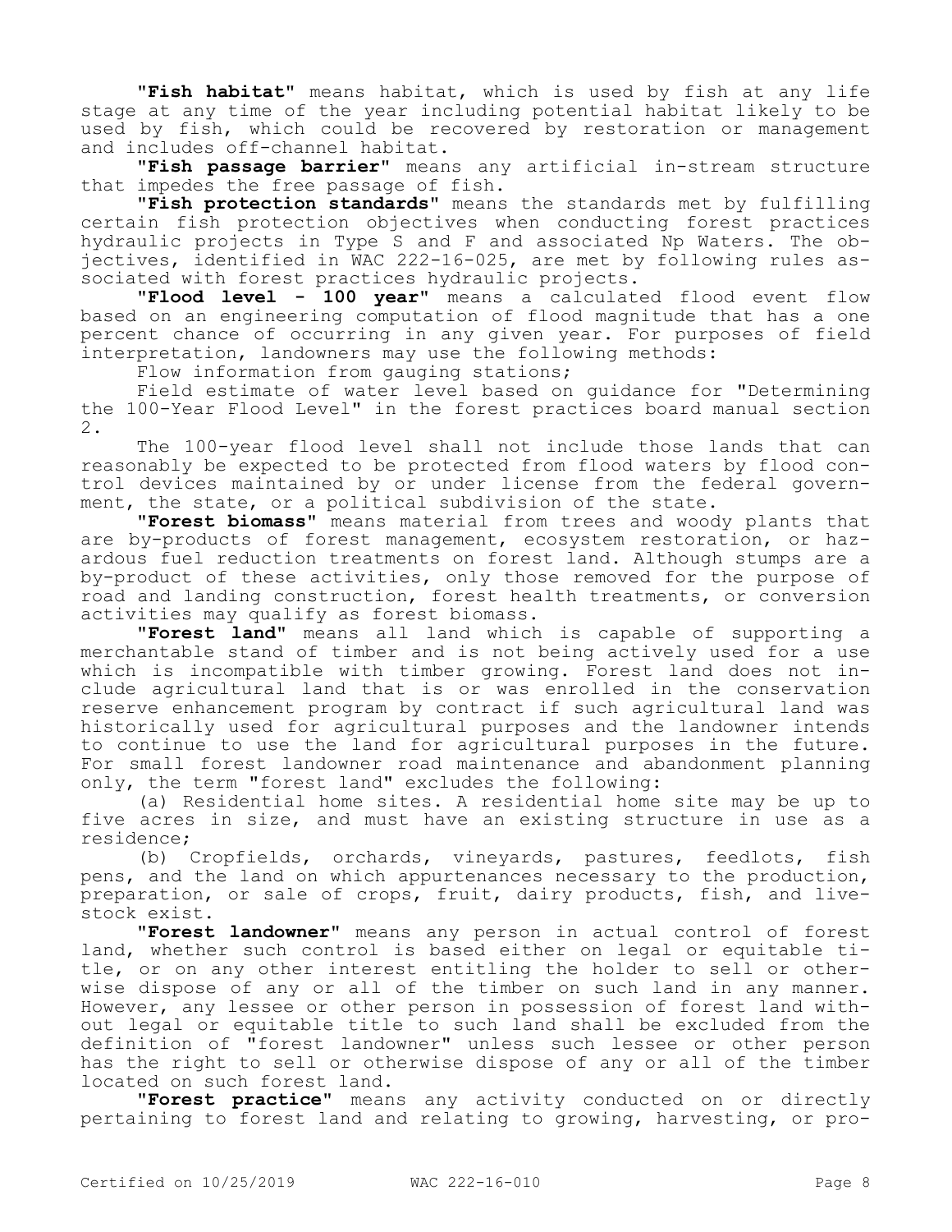"**Fish habitat**" means habitat, which is used by fish at any life stage at any time of the year including potential habitat likely to be used by fish, which could be recovered by restoration or management and includes off-channel habitat.

"**Fish passage barrier**" means any artificial in-stream structure that impedes the free passage of fish.

"**Fish protection standards**" means the standards met by fulfilling certain fish protection objectives when conducting forest practices hydraulic projects in Type S and F and associated Np Waters. The objectives, identified in WAC 222-16-025, are met by following rules associated with forest practices hydraulic projects.

"**Flood level - 100 year**" means a calculated flood event flow based on an engineering computation of flood magnitude that has a one percent chance of occurring in any given year. For purposes of field interpretation, landowners may use the following methods:

Flow information from gauging stations;

Field estimate of water level based on guidance for "Determining the 100-Year Flood Level" in the forest practices board manual section 2.

The 100-year flood level shall not include those lands that can reasonably be expected to be protected from flood waters by flood control devices maintained by or under license from the federal government, the state, or a political subdivision of the state.

"**Forest biomass**" means material from trees and woody plants that are by-products of forest management, ecosystem restoration, or hazardous fuel reduction treatments on forest land. Although stumps are a by-product of these activities, only those removed for the purpose of road and landing construction, forest health treatments, or conversion activities may qualify as forest biomass.

"**Forest land**" means all land which is capable of supporting a merchantable stand of timber and is not being actively used for a use which is incompatible with timber growing. Forest land does not include agricultural land that is or was enrolled in the conservation reserve enhancement program by contract if such agricultural land was historically used for agricultural purposes and the landowner intends to continue to use the land for agricultural purposes in the future. For small forest landowner road maintenance and abandonment planning only, the term "forest land" excludes the following:

(a) Residential home sites. A residential home site may be up to five acres in size, and must have an existing structure in use as a residence;

(b) Cropfields, orchards, vineyards, pastures, feedlots, fish pens, and the land on which appurtenances necessary to the production, preparation, or sale of crops, fruit, dairy products, fish, and livestock exist.

"**Forest landowner**" means any person in actual control of forest land, whether such control is based either on legal or equitable title, or on any other interest entitling the holder to sell or otherwise dispose of any or all of the timber on such land in any manner. However, any lessee or other person in possession of forest land without legal or equitable title to such land shall be excluded from the definition of "forest landowner" unless such lessee or other person has the right to sell or otherwise dispose of any or all of the timber located on such forest land.

"**Forest practice**" means any activity conducted on or directly pertaining to forest land and relating to growing, harvesting, or pro-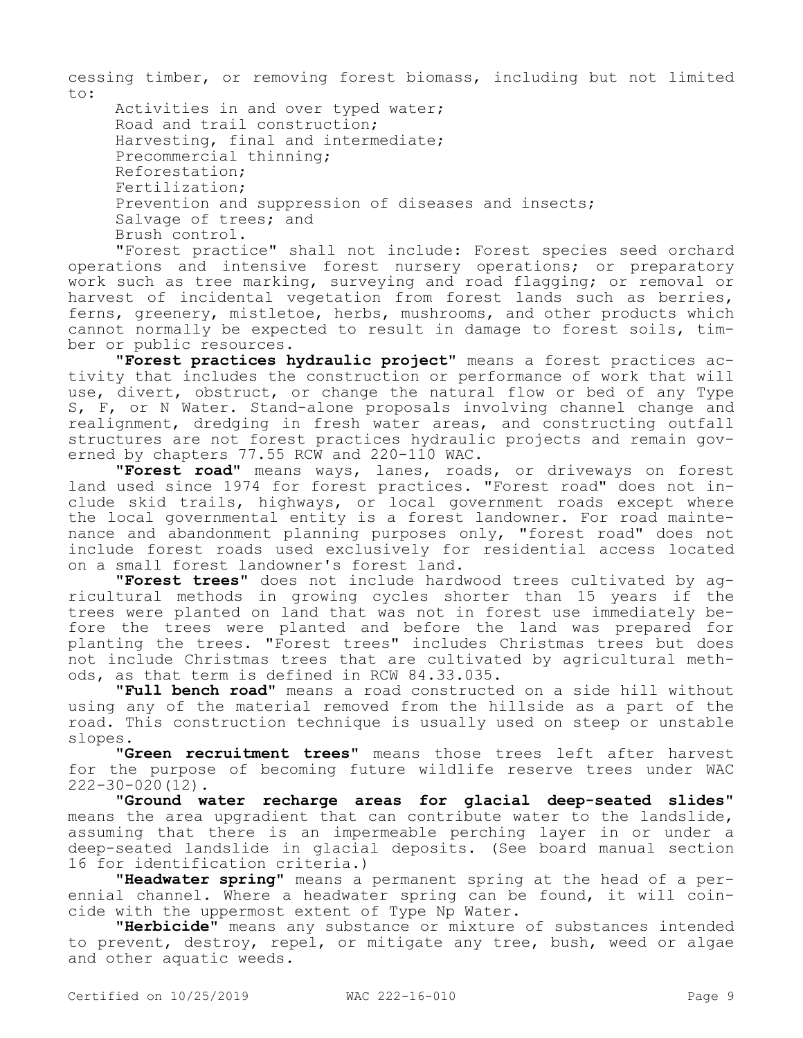cessing timber, or removing forest biomass, including but not limited to:

Activities in and over typed water;
Road and trail construction;
Harvesting, final and intermediate;
Precommercial thinning;
Reforestation;
Fertilization;
Prevention and suppression of diseases and insects;
Salvage of trees; and
Brush control.

"Forest practice" shall not include: Forest species seed orchard operations and intensive forest nursery operations; or preparatory work such as tree marking, surveying and road flagging; or removal or harvest of incidental vegetation from forest lands such as berries, ferns, greenery, mistletoe, herbs, mushrooms, and other products which cannot normally be expected to result in damage to forest soils, timber or public resources.

"**Forest practices hydraulic project**" means a forest practices activity that includes the construction or performance of work that will use, divert, obstruct, or change the natural flow or bed of any Type S, F, or N Water. Stand-alone proposals involving channel change and realignment, dredging in fresh water areas, and constructing outfall structures are not forest practices hydraulic projects and remain governed by chapters 77.55 RCW and 220-110 WAC.

"**Forest road**" means ways, lanes, roads, or driveways on forest land used since 1974 for forest practices. "Forest road" does not include skid trails, highways, or local government roads except where the local governmental entity is a forest landowner. For road maintenance and abandonment planning purposes only, "forest road" does not include forest roads used exclusively for residential access located on a small forest landowner's forest land.

"**Forest trees**" does not include hardwood trees cultivated by agricultural methods in growing cycles shorter than 15 years if the trees were planted on land that was not in forest use immediately before the trees were planted and before the land was prepared for planting the trees. "Forest trees" includes Christmas trees but does not include Christmas trees that are cultivated by agricultural methods, as that term is defined in RCW 84.33.035.

"**Full bench road**" means a road constructed on a side hill without using any of the material removed from the hillside as a part of the road. This construction technique is usually used on steep or unstable slopes.

"**Green recruitment trees**" means those trees left after harvest for the purpose of becoming future wildlife reserve trees under WAC 222-30-020(12).

"**Ground water recharge areas for glacial deep-seated slides**" means the area upgradient that can contribute water to the landslide, assuming that there is an impermeable perching layer in or under a deep-seated landslide in glacial deposits. (See board manual section 16 for identification criteria.)

"**Headwater spring**" means a permanent spring at the head of a perennial channel. Where a headwater spring can be found, it will coincide with the uppermost extent of Type Np Water.

"**Herbicide**" means any substance or mixture of substances intended to prevent, destroy, repel, or mitigate any tree, bush, weed or algae and other aquatic weeds.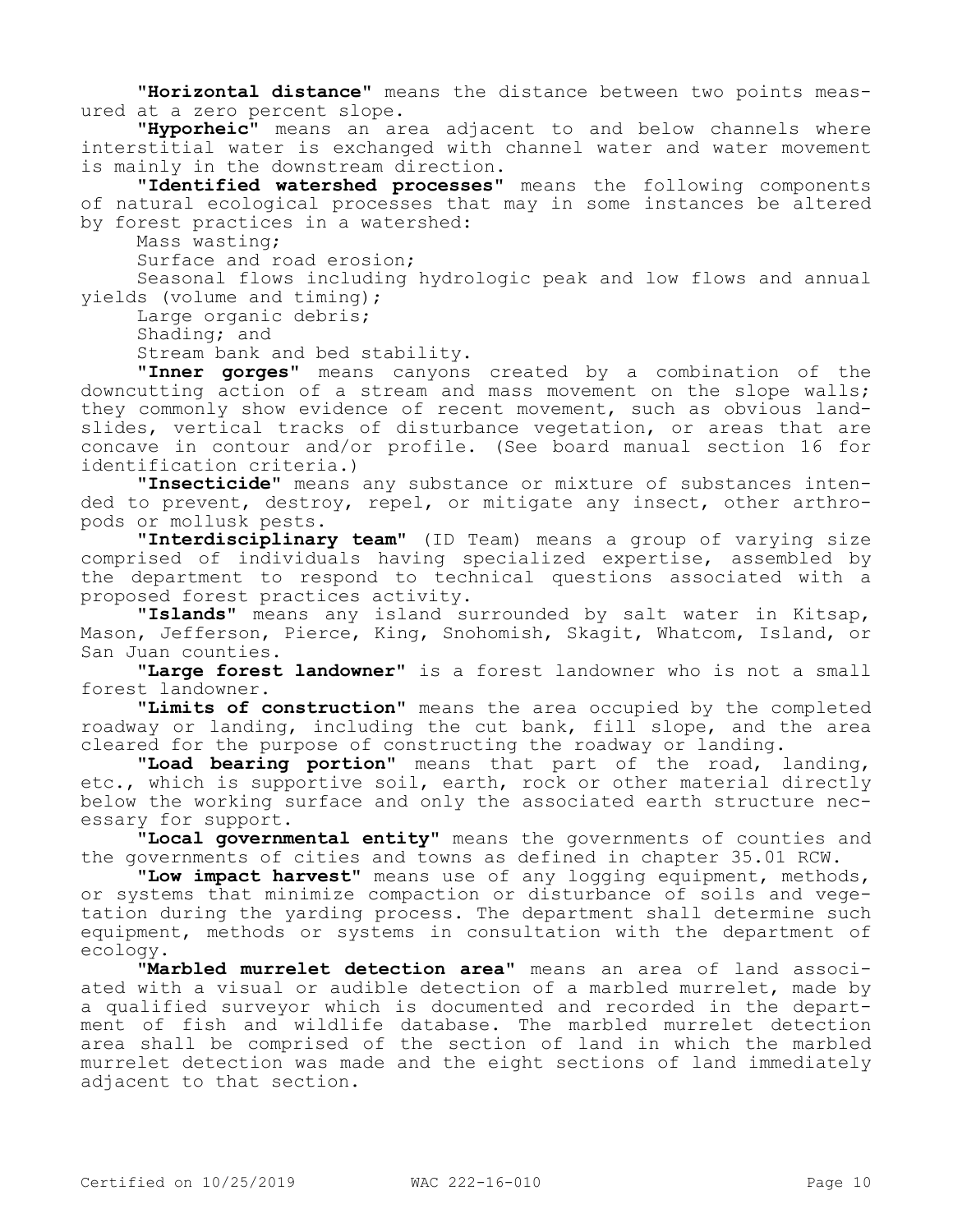"**Horizontal distance**" means the distance between two points measured at a zero percent slope.

"**Hyporheic**" means an area adjacent to and below channels where interstitial water is exchanged with channel water and water movement is mainly in the downstream direction.

"**Identified watershed processes**" means the following components of natural ecological processes that may in some instances be altered by forest practices in a watershed:

Mass wasting;

Surface and road erosion;

Seasonal flows including hydrologic peak and low flows and annual yields (volume and timing);

Large organic debris;

Shading; and

Stream bank and bed stability.

"**Inner gorges**" means canyons created by a combination of the downcutting action of a stream and mass movement on the slope walls; they commonly show evidence of recent movement, such as obvious landslides, vertical tracks of disturbance vegetation, or areas that are concave in contour and/or profile. (See board manual section 16 for identification criteria.)

"**Insecticide**" means any substance or mixture of substances intended to prevent, destroy, repel, or mitigate any insect, other arthropods or mollusk pests.

"**Interdisciplinary team**" (ID Team) means a group of varying size comprised of individuals having specialized expertise, assembled by the department to respond to technical questions associated with a proposed forest practices activity.

"**Islands**" means any island surrounded by salt water in Kitsap, Mason, Jefferson, Pierce, King, Snohomish, Skagit, Whatcom, Island, or San Juan counties.

"**Large forest landowner**" is a forest landowner who is not a small forest landowner.

"**Limits of construction**" means the area occupied by the completed roadway or landing, including the cut bank, fill slope, and the area cleared for the purpose of constructing the roadway or landing.

"**Load bearing portion**" means that part of the road, landing, etc., which is supportive soil, earth, rock or other material directly below the working surface and only the associated earth structure necessary for support.

"**Local governmental entity**" means the governments of counties and the governments of cities and towns as defined in chapter 35.01 RCW.

"**Low impact harvest**" means use of any logging equipment, methods, or systems that minimize compaction or disturbance of soils and vegetation during the yarding process. The department shall determine such equipment, methods or systems in consultation with the department of ecology.

"**Marbled murrelet detection area**" means an area of land associated with a visual or audible detection of a marbled murrelet, made by a qualified surveyor which is documented and recorded in the department of fish and wildlife database. The marbled murrelet detection area shall be comprised of the section of land in which the marbled murrelet detection was made and the eight sections of land immediately adjacent to that section.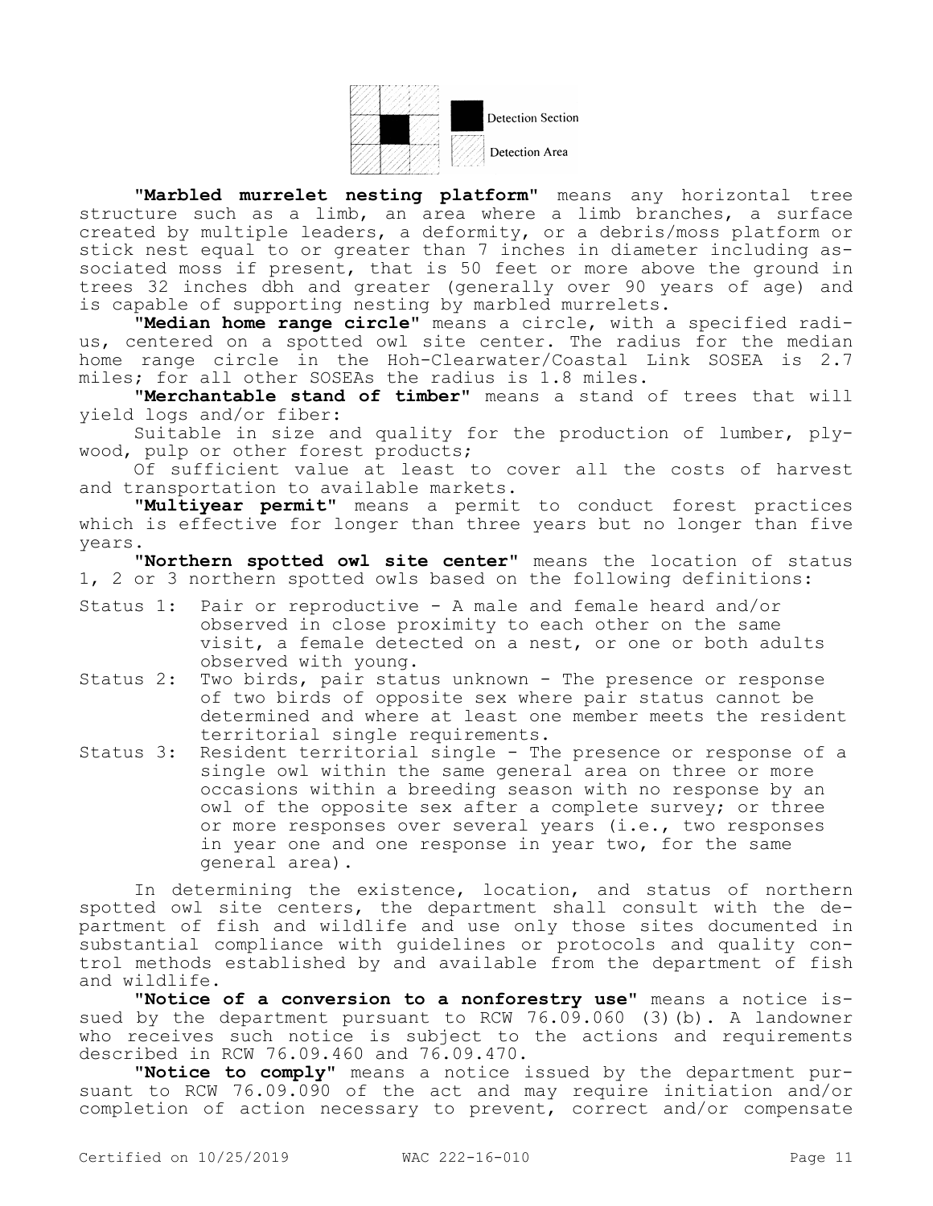Detection Section

Detection Area

"**Marbled murrelet nesting platform**" means any horizontal tree structure such as a limb, an area where a limb branches, a surface created by multiple leaders, a deformity, or a debris/moss platform or stick nest equal to or greater than 7 inches in diameter including associated moss if present, that is 50 feet or more above the ground in trees 32 inches dbh and greater (generally over 90 years of age) and is capable of supporting nesting by marbled murrelets.

"**Median home range circle**" means a circle, with a specified radius, centered on a spotted owl site center. The radius for the median home range circle in the Hoh-Clearwater/Coastal Link SOSEA is 2.7 miles; for all other SOSEAs the radius is 1.8 miles.

"**Merchantable stand of timber**" means a stand of trees that will yield logs and/or fiber:

Suitable in size and quality for the production of lumber, plywood, pulp or other forest products;

Of sufficient value at least to cover all the costs of harvest and transportation to available markets.

"**Multiyear permit**" means a permit to conduct forest practices which is effective for longer than three years but no longer than five years.

"**Northern spotted owl site center**" means the location of status 1, 2 or 3 northern spotted owls based on the following definitions:

Status 1: Pair or reproductive - A male and female heard and/or observed in close proximity to each other on the same visit, a female detected on a nest, or one or both adults observed with young.

Status 2: Two birds, pair status unknown - The presence or response of two birds of opposite sex where pair status cannot be determined and where at least one member meets the resident territorial single requirements.

Status 3: Resident territorial single - The presence or response of a single owl within the same general area on three or more occasions within a breeding season with no response by an owl of the opposite sex after a complete survey; or three or more responses over several years (i.e., two responses in year one and one response in year two, for the same general area).

In determining the existence, location, and status of northern spotted owl site centers, the department shall consult with the department of fish and wildlife and use only those sites documented in substantial compliance with guidelines or protocols and quality control methods established by and available from the department of fish and wildlife.

"**Notice of a conversion to a nonforestry use**" means a notice issued by the department pursuant to RCW 76.09.060 (3)(b). A landowner who receives such notice is subject to the actions and requirements described in RCW 76.09.460 and 76.09.470.

"**Notice to comply**" means a notice issued by the department pursuant to RCW 76.09.090 of the act and may require initiation and/or completion of action necessary to prevent, correct and/or compensate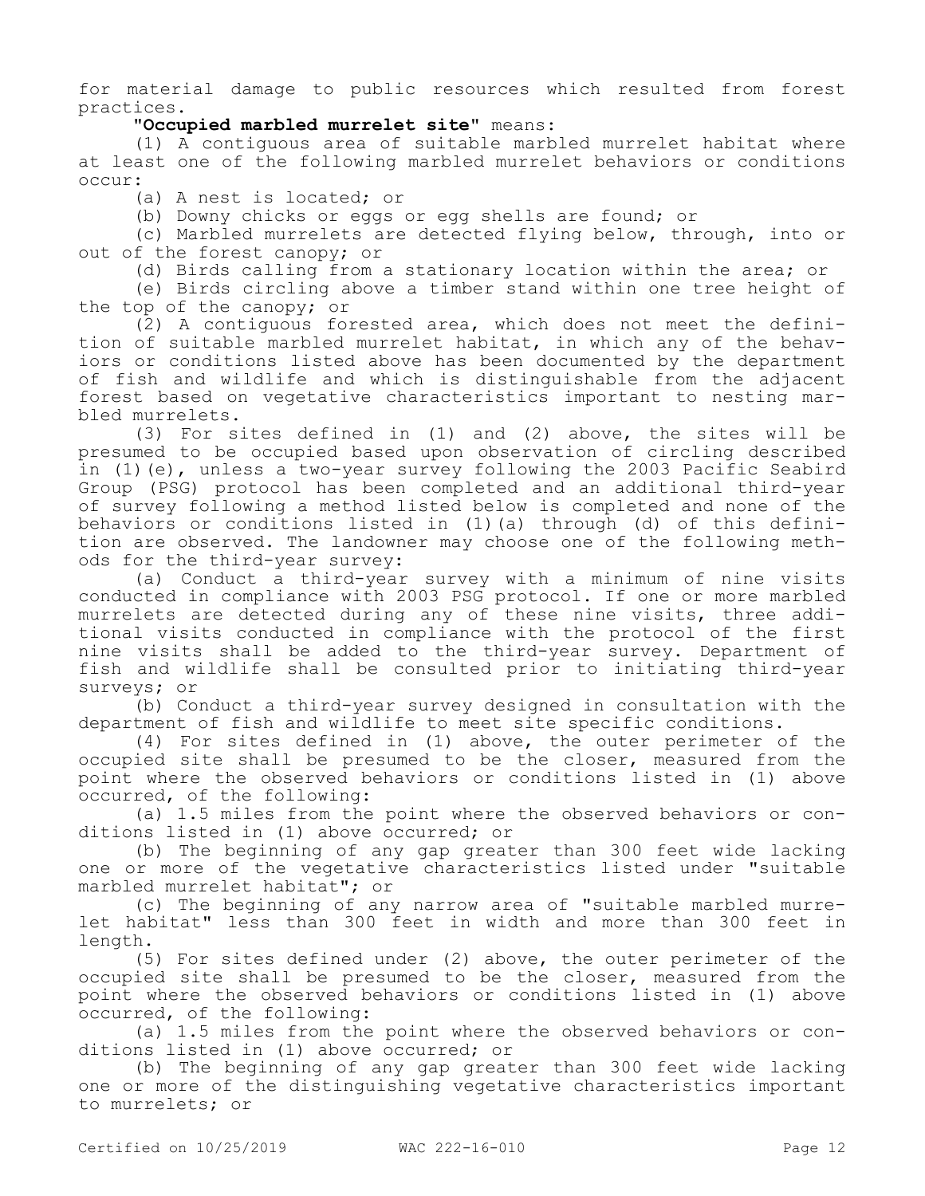for material damage to public resources which resulted from forest practices.

**"Occupied marbled murrelet site"** means:

(1) A contiguous area of suitable marbled murrelet habitat where at least one of the following marbled murrelet behaviors or conditions occur:

(a) A nest is located; or

(b) Downy chicks or eggs or egg shells are found; or

(c) Marbled murrelets are detected flying below, through, into or out of the forest canopy; or

(d) Birds calling from a stationary location within the area; or

(e) Birds circling above a timber stand within one tree height of the top of the canopy; or

(2) A contiguous forested area, which does not meet the definition of suitable marbled murrelet habitat, in which any of the behaviors or conditions listed above has been documented by the department of fish and wildlife and which is distinguishable from the adjacent forest based on vegetative characteristics important to nesting marbled murrelets.

(3) For sites defined in (1) and (2) above, the sites will be presumed to be occupied based upon observation of circling described in (1)(e), unless a two-year survey following the 2003 Pacific Seabird Group (PSG) protocol has been completed and an additional third-year of survey following a method listed below is completed and none of the behaviors or conditions listed in (1)(a) through (d) of this definition are observed. The landowner may choose one of the following methods for the third-year survey:

(a) Conduct a third-year survey with a minimum of nine visits conducted in compliance with 2003 PSG protocol. If one or more marbled murrelets are detected during any of these nine visits, three additional visits conducted in compliance with the protocol of the first nine visits shall be added to the third-year survey. Department of fish and wildlife shall be consulted prior to initiating third-year surveys; or

(b) Conduct a third-year survey designed in consultation with the department of fish and wildlife to meet site specific conditions.

(4) For sites defined in (1) above, the outer perimeter of the occupied site shall be presumed to be the closer, measured from the point where the observed behaviors or conditions listed in (1) above occurred, of the following:

(a) 1.5 miles from the point where the observed behaviors or conditions listed in (1) above occurred; or

(b) The beginning of any gap greater than 300 feet wide lacking one or more of the vegetative characteristics listed under "suitable marbled murrelet habitat"; or

(c) The beginning of any narrow area of "suitable marbled murrelet habitat" less than 300 feet in width and more than 300 feet in length.

(5) For sites defined under (2) above, the outer perimeter of the occupied site shall be presumed to be the closer, measured from the point where the observed behaviors or conditions listed in (1) above occurred, of the following:

(a) 1.5 miles from the point where the observed behaviors or conditions listed in (1) above occurred; or

(b) The beginning of any gap greater than 300 feet wide lacking one or more of the distinguishing vegetative characteristics important to murrelets; or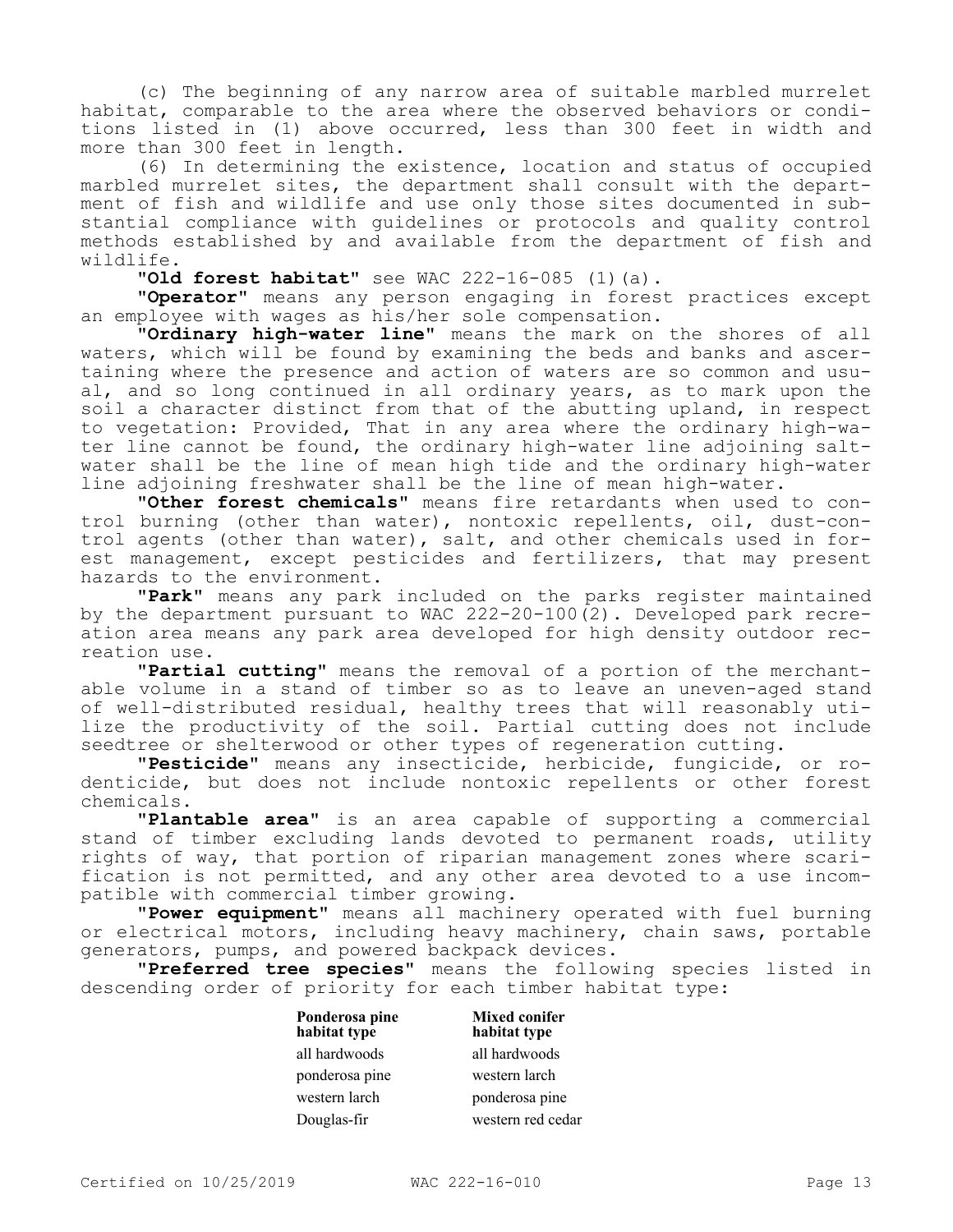(c) The beginning of any narrow area of suitable marbled murrelet habitat, comparable to the area where the observed behaviors or conditions listed in (1) above occurred, less than 300 feet in width and more than 300 feet in length.

(6) In determining the existence, location and status of occupied marbled murrelet sites, the department shall consult with the department of fish and wildlife and use only those sites documented in substantial compliance with guidelines or protocols and quality control methods established by and available from the department of fish and wildlife.

"**Old forest habitat**" see WAC 222-16-085 (1)(a).

"**Operator**" means any person engaging in forest practices except an employee with wages as his/her sole compensation.

"**Ordinary high-water line**" means the mark on the shores of all waters, which will be found by examining the beds and banks and ascertaining where the presence and action of waters are so common and usual, and so long continued in all ordinary years, as to mark upon the soil a character distinct from that of the abutting upland, in respect to vegetation: Provided, That in any area where the ordinary high-water line cannot be found, the ordinary high-water line adjoining saltwater shall be the line of mean high tide and the ordinary high-water line adjoining freshwater shall be the line of mean high-water.

"**Other forest chemicals**" means fire retardants when used to control burning (other than water), nontoxic repellents, oil, dust-control agents (other than water), salt, and other chemicals used in forest management, except pesticides and fertilizers, that may present hazards to the environment.

"**Park**" means any park included on the parks register maintained by the department pursuant to WAC 222-20-100(2). Developed park recreation area means any park area developed for high density outdoor recreation use.

"**Partial cutting**" means the removal of a portion of the merchantable volume in a stand of timber so as to leave an uneven-aged stand of well-distributed residual, healthy trees that will reasonably utilize the productivity of the soil. Partial cutting does not include seedtree or shelterwood or other types of regeneration cutting.

"**Pesticide**" means any insecticide, herbicide, fungicide, or rodenticide, but does not include nontoxic repellents or other forest chemicals.

"**Plantable area**" is an area capable of supporting a commercial stand of timber excluding lands devoted to permanent roads, utility rights of way, that portion of riparian management zones where scarification is not permitted, and any other area devoted to a use incompatible with commercial timber growing.

"**Power equipment**" means all machinery operated with fuel burning or electrical motors, including heavy machinery, chain saws, portable generators, pumps, and powered backpack devices.

"**Preferred tree species**" means the following species listed in descending order of priority for each timber habitat type:

| Ponderosa pine habitat type | Mixed conifer habitat type |
|---|---|
| all hardwoods | all hardwoods |
| ponderosa pine | western larch |
| western larch | ponderosa pine |
| Douglas-fir | western red cedar |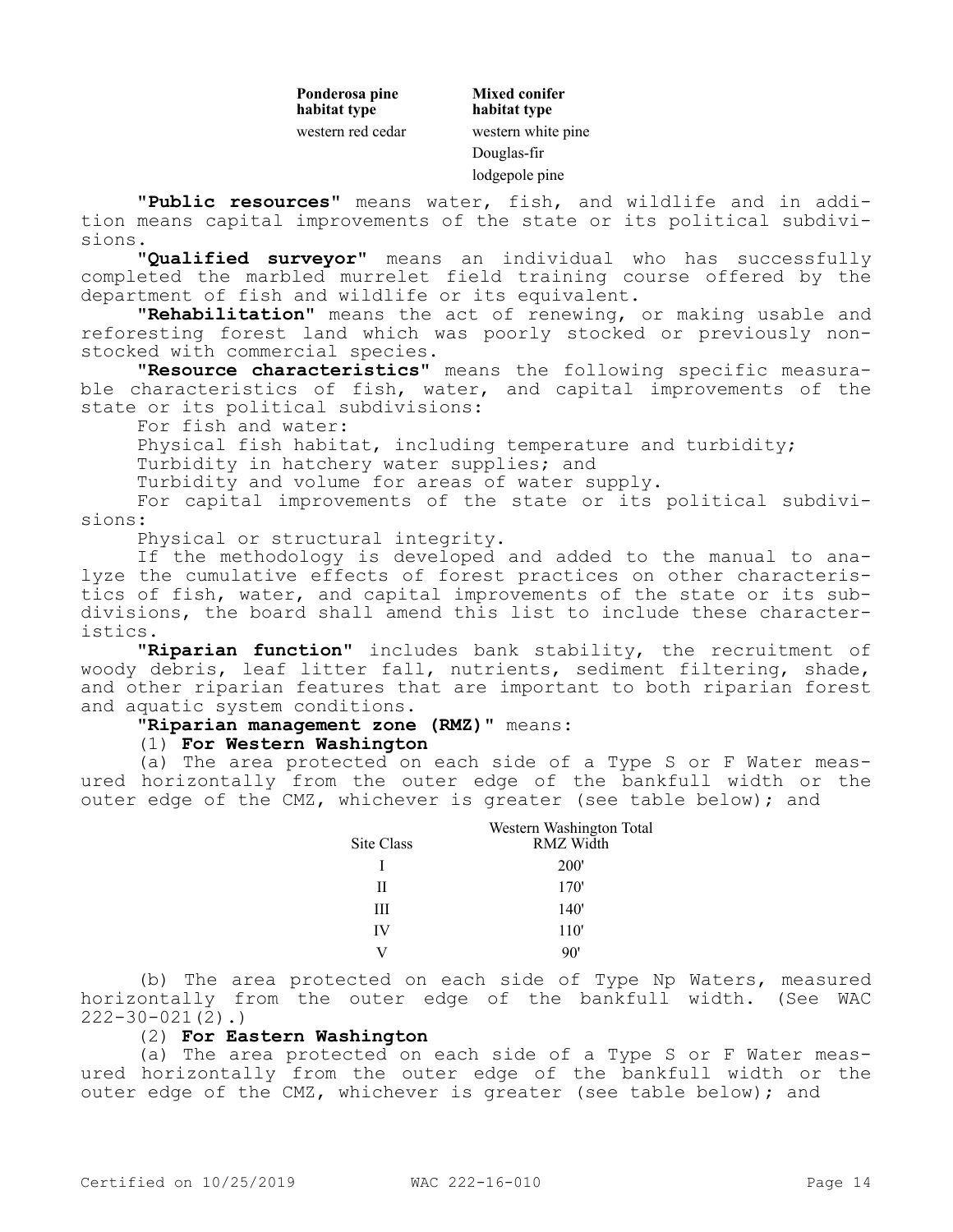| Ponderosa pine habitat type | Mixed conifer habitat type |
|---|---|
| western red cedar | western white pine |
| | Douglas-fir |
| | lodgepole pine |

**"Public resources"** means water, fish, and wildlife and in addition means capital improvements of the state or its political subdivisions.

**"Qualified surveyor"** means an individual who has successfully completed the marbled murrelet field training course offered by the department of fish and wildlife or its equivalent.

**"Rehabilitation"** means the act of renewing, or making usable and reforesting forest land which was poorly stocked or previously nonstocked with commercial species.

**"Resource characteristics"** means the following specific measurable characteristics of fish, water, and capital improvements of the state or its political subdivisions:

For fish and water:

Physical fish habitat, including temperature and turbidity;

Turbidity in hatchery water supplies; and

Turbidity and volume for areas of water supply.

For capital improvements of the state or its political subdivisions:

Physical or structural integrity.

If the methodology is developed and added to the manual to analyze the cumulative effects of forest practices on other characteristics of fish, water, and capital improvements of the state or its subdivisions, the board shall amend this list to include these characteristics.

**"Riparian function"** includes bank stability, the recruitment of woody debris, leaf litter fall, nutrients, sediment filtering, shade, and other riparian features that are important to both riparian forest and aquatic system conditions.

**"Riparian management zone (RMZ)"** means:

(1) **For Western Washington**

(a) The area protected on each side of a Type S or F Water measured horizontally from the outer edge of the bankfull width or the outer edge of the CMZ, whichever is greater (see table below); and

| Site Class | Western Washington Total RMZ Width |
|---|---|
| I | 200' |
| II | 170' |
| III | 140' |
| IV | 110' |
| V | 90' |

(b) The area protected on each side of Type Np Waters, measured horizontally from the outer edge of the bankfull width. (See WAC 222-30-021(2).)

(2) **For Eastern Washington**

(a) The area protected on each side of a Type S or F Water measured horizontally from the outer edge of the bankfull width or the outer edge of the CMZ, whichever is greater (see table below); and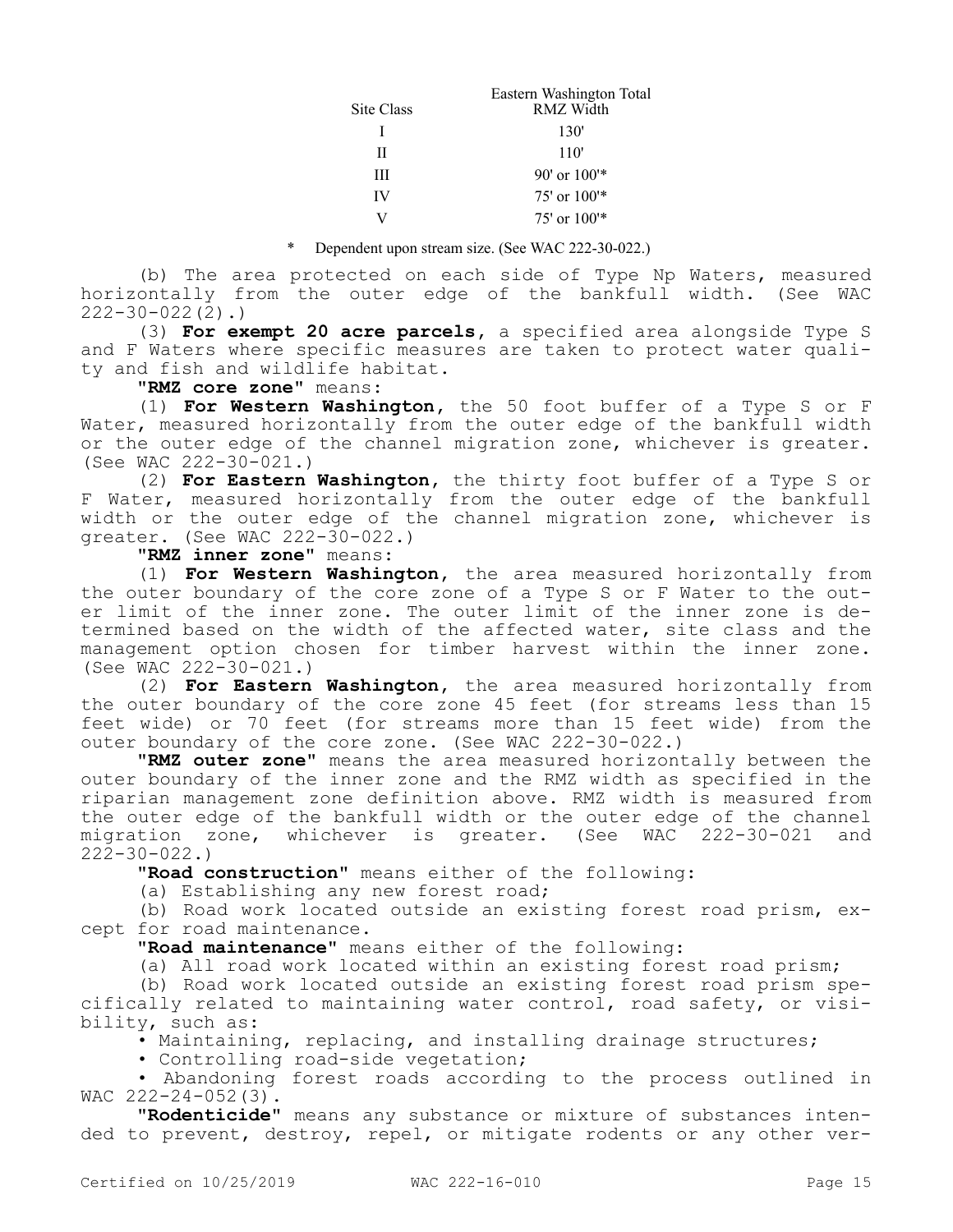| Site Class | Eastern Washington Total RMZ Width |
|---|---|
| I | 130' |
| II | 110' |
| III | 90' or 100'* |
| IV | 75' or 100'* |
| V | 75' or 100'* |

\* Dependent upon stream size. (See WAC 222-30-022.)

(b) The area protected on each side of Type Np Waters, measured horizontally from the outer edge of the bankfull width. (See WAC 222-30-022(2).)

(3) **For exempt 20 acre parcels**, a specified area alongside Type S and F Waters where specific measures are taken to protect water quality and fish and wildlife habitat.

**"RMZ core zone"** means:

(1) **For Western Washington**, the 50 foot buffer of a Type S or F Water, measured horizontally from the outer edge of the bankfull width or the outer edge of the channel migration zone, whichever is greater. (See WAC 222-30-021.)

(2) **For Eastern Washington**, the thirty foot buffer of a Type S or F Water, measured horizontally from the outer edge of the bankfull width or the outer edge of the channel migration zone, whichever is greater. (See WAC 222-30-022.)

**"RMZ inner zone"** means:

(1) **For Western Washington**, the area measured horizontally from the outer boundary of the core zone of a Type S or F Water to the outer limit of the inner zone. The outer limit of the inner zone is determined based on the width of the affected water, site class and the management option chosen for timber harvest within the inner zone. (See WAC 222-30-021.)

(2) **For Eastern Washington**, the area measured horizontally from the outer boundary of the core zone 45 feet (for streams less than 15 feet wide) or 70 feet (for streams more than 15 feet wide) from the outer boundary of the core zone. (See WAC 222-30-022.)

**"RMZ outer zone"** means the area measured horizontally between the outer boundary of the inner zone and the RMZ width as specified in the riparian management zone definition above. RMZ width is measured from the outer edge of the bankfull width or the outer edge of the channel migration zone, whichever is greater. (See WAC 222-30-021 and 222-30-022.)

**"Road construction"** means either of the following:

(a) Establishing any new forest road;

(b) Road work located outside an existing forest road prism, except for road maintenance.

**"Road maintenance"** means either of the following:

(a) All road work located within an existing forest road prism;

(b) Road work located outside an existing forest road prism specifically related to maintaining water control, road safety, or visibility, such as:

- Maintaining, replacing, and installing drainage structures;
- Controlling road-side vegetation;
- Abandoning forest roads according to the process outlined in WAC 222-24-052(3).

**"Rodenticide"** means any substance or mixture of substances intended to prevent, destroy, repel, or mitigate rodents or any other ver-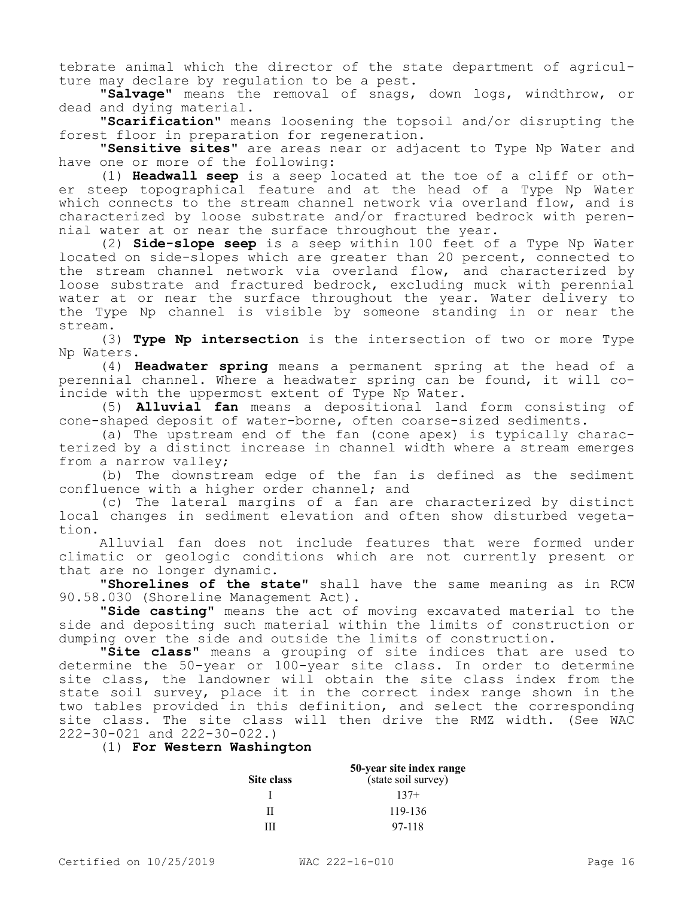tebrate animal which the director of the state department of agriculture may declare by regulation to be a pest.

**"Salvage"** means the removal of snags, down logs, windthrow, or dead and dying material.

**"Scarification"** means loosening the topsoil and/or disrupting the forest floor in preparation for regeneration.

**"Sensitive sites"** are areas near or adjacent to Type Np Water and have one or more of the following:

(1) **Headwall seep** is a seep located at the toe of a cliff or other steep topographical feature and at the head of a Type Np Water which connects to the stream channel network via overland flow, and is characterized by loose substrate and/or fractured bedrock with perennial water at or near the surface throughout the year.

(2) **Side-slope seep** is a seep within 100 feet of a Type Np Water located on side-slopes which are greater than 20 percent, connected to the stream channel network via overland flow, and characterized by loose substrate and fractured bedrock, excluding muck with perennial water at or near the surface throughout the year. Water delivery to the Type Np channel is visible by someone standing in or near the stream.

(3) **Type Np intersection** is the intersection of two or more Type Np Waters.

(4) **Headwater spring** means a permanent spring at the head of a perennial channel. Where a headwater spring can be found, it will coincide with the uppermost extent of Type Np Water.

(5) **Alluvial fan** means a depositional land form consisting of cone-shaped deposit of water-borne, often coarse-sized sediments.

(a) The upstream end of the fan (cone apex) is typically characterized by a distinct increase in channel width where a stream emerges from a narrow valley;

(b) The downstream edge of the fan is defined as the sediment confluence with a higher order channel; and

(c) The lateral margins of a fan are characterized by distinct local changes in sediment elevation and often show disturbed vegetation.

Alluvial fan does not include features that were formed under climatic or geologic conditions which are not currently present or that are no longer dynamic.

**"Shorelines of the state"** shall have the same meaning as in RCW 90.58.030 (Shoreline Management Act).

**"Side casting"** means the act of moving excavated material to the side and depositing such material within the limits of construction or dumping over the side and outside the limits of construction.

**"Site class"** means a grouping of site indices that are used to determine the 50-year or 100-year site class. In order to determine site class, the landowner will obtain the site class index from the state soil survey, place it in the correct index range shown in the two tables provided in this definition, and select the corresponding site class. The site class will then drive the RMZ width. (See WAC 222-30-021 and 222-30-022.)

(1) **For Western Washington**

| Site class | 50-year site index range (state soil survey) |
|---|---|
| I | 137+ |
| II | 119-136 |
| III | 97-118 |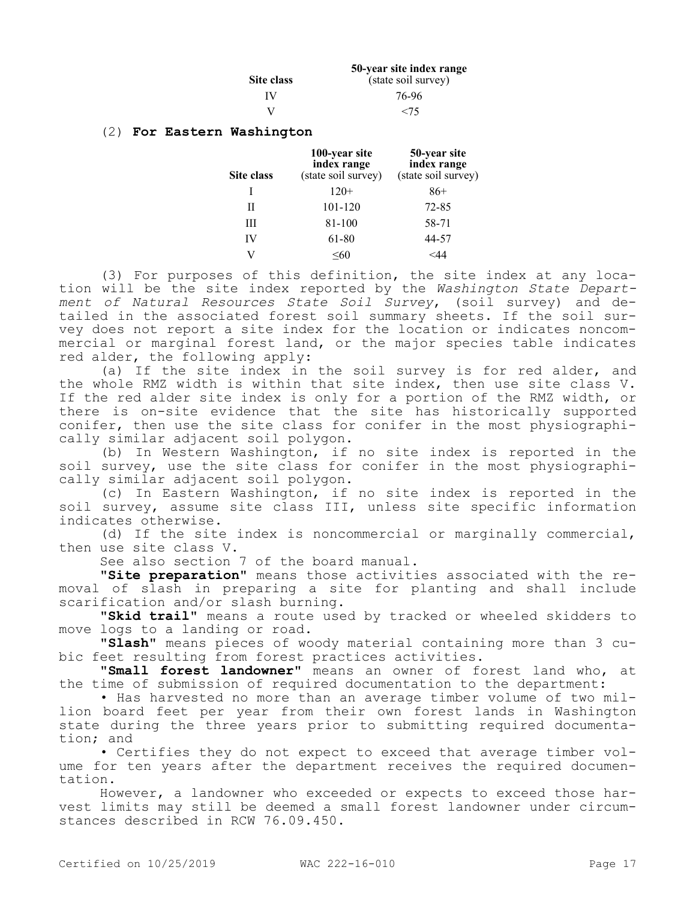| Site class | 50-year site index range (state soil survey) |
|---|---|
| IV | 76-96 |
| V | <75 |

(2) **For Eastern Washington**

| Site class | 100-year site index range (state soil survey) | 50-year site index range (state soil survey) |
|---|---|---|
| I | 120+ | 86+ |
| II | 101-120 | 72-85 |
| III | 81-100 | 58-71 |
| IV | 61-80 | 44-57 |
| V | ≤60 | <44 |

(3) For purposes of this definition, the site index at any location will be the site index reported by the *Washington State Department of Natural Resources State Soil Survey*, (soil survey) and detailed in the associated forest soil summary sheets. If the soil survey does not report a site index for the location or indicates noncommercial or marginal forest land, or the major species table indicates red alder, the following apply:

(a) If the site index in the soil survey is for red alder, and the whole RMZ width is within that site index, then use site class V. If the red alder site index is only for a portion of the RMZ width, or there is on-site evidence that the site has historically supported conifer, then use the site class for conifer in the most physiographically similar adjacent soil polygon.

(b) In Western Washington, if no site index is reported in the soil survey, use the site class for conifer in the most physiographically similar adjacent soil polygon.

(c) In Eastern Washington, if no site index is reported in the soil survey, assume site class III, unless site specific information indicates otherwise.

(d) If the site index is noncommercial or marginally commercial, then use site class V.

See also section 7 of the board manual.

**"Site preparation"** means those activities associated with the removal of slash in preparing a site for planting and shall include scarification and/or slash burning.

**"Skid trail"** means a route used by tracked or wheeled skidders to move logs to a landing or road.

**"Slash"** means pieces of woody material containing more than 3 cubic feet resulting from forest practices activities.

**"Small forest landowner"** means an owner of forest land who, at the time of submission of required documentation to the department:

- Has harvested no more than an average timber volume of two million board feet per year from their own forest lands in Washington state during the three years prior to submitting required documentation; and
- Certifies they do not expect to exceed that average timber volume for ten years after the department receives the required documentation.

However, a landowner who exceeded or expects to exceed those harvest limits may still be deemed a small forest landowner under circumstances described in RCW 76.09.450.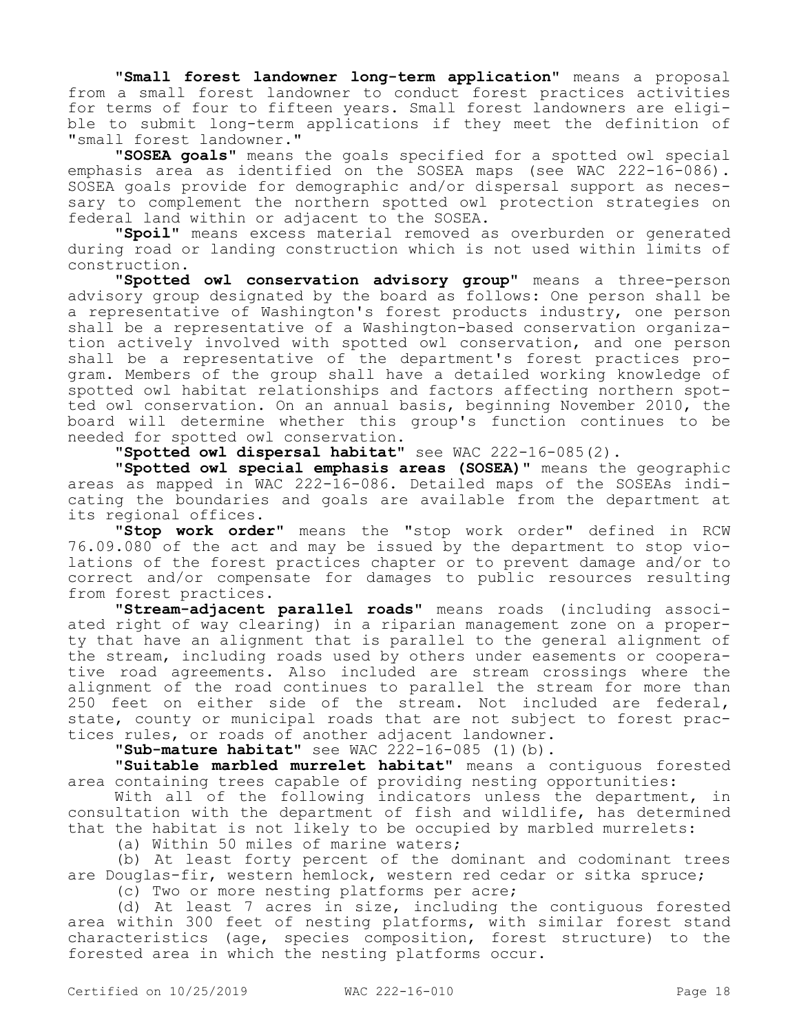"**Small forest landowner long-term application**" means a proposal from a small forest landowner to conduct forest practices activities for terms of four to fifteen years. Small forest landowners are eligible to submit long-term applications if they meet the definition of "small forest landowner."

"**SOSEA goals**" means the goals specified for a spotted owl special emphasis area as identified on the SOSEA maps (see WAC 222-16-086). SOSEA goals provide for demographic and/or dispersal support as necessary to complement the northern spotted owl protection strategies on federal land within or adjacent to the SOSEA.

"**Spoil**" means excess material removed as overburden or generated during road or landing construction which is not used within limits of construction.

"**Spotted owl conservation advisory group**" means a three-person advisory group designated by the board as follows: One person shall be a representative of Washington's forest products industry, one person shall be a representative of a Washington-based conservation organization actively involved with spotted owl conservation, and one person shall be a representative of the department's forest practices program. Members of the group shall have a detailed working knowledge of spotted owl habitat relationships and factors affecting northern spotted owl conservation. On an annual basis, beginning November 2010, the board will determine whether this group's function continues to be needed for spotted owl conservation.

"**Spotted owl dispersal habitat**" see WAC 222-16-085(2).

"**Spotted owl special emphasis areas (SOSEA)**" means the geographic areas as mapped in WAC 222-16-086. Detailed maps of the SOSEAs indicating the boundaries and goals are available from the department at its regional offices.

"**Stop work order**" means the "stop work order" defined in RCW 76.09.080 of the act and may be issued by the department to stop violations of the forest practices chapter or to prevent damage and/or to correct and/or compensate for damages to public resources resulting from forest practices.

"**Stream-adjacent parallel roads**" means roads (including associated right of way clearing) in a riparian management zone on a property that have an alignment that is parallel to the general alignment of the stream, including roads used by others under easements or cooperative road agreements. Also included are stream crossings where the alignment of the road continues to parallel the stream for more than 250 feet on either side of the stream. Not included are federal, state, county or municipal roads that are not subject to forest practices rules, or roads of another adjacent landowner.

"**Sub-mature habitat**" see WAC 222-16-085 (1)(b).

"**Suitable marbled murrelet habitat**" means a contiguous forested area containing trees capable of providing nesting opportunities:

With all of the following indicators unless the department, in consultation with the department of fish and wildlife, has determined that the habitat is not likely to be occupied by marbled murrelets:

(a) Within 50 miles of marine waters;

(b) At least forty percent of the dominant and codominant trees are Douglas-fir, western hemlock, western red cedar or sitka spruce;

(c) Two or more nesting platforms per acre;

(d) At least 7 acres in size, including the contiguous forested area within 300 feet of nesting platforms, with similar forest stand characteristics (age, species composition, forest structure) to the forested area in which the nesting platforms occur.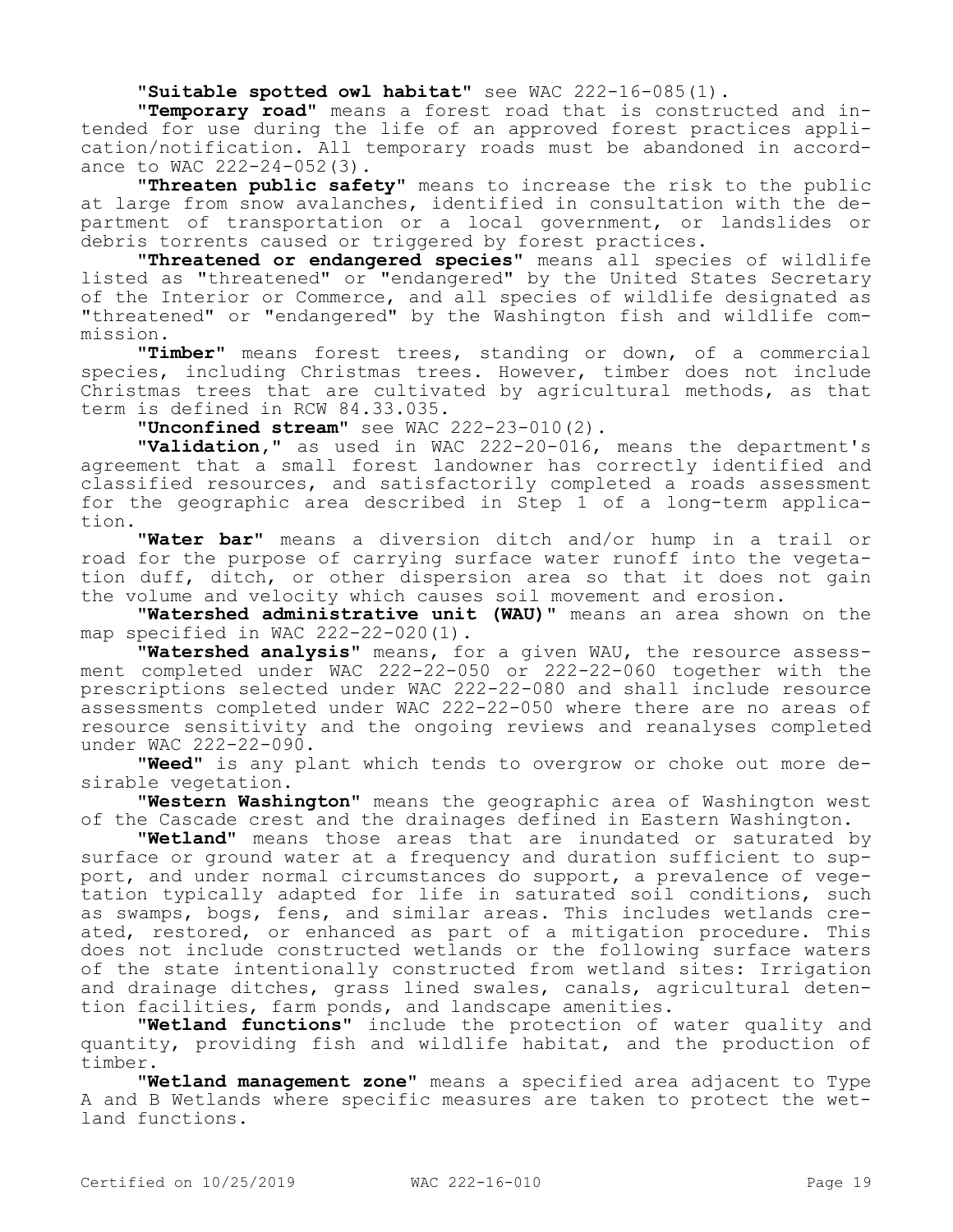"**Suitable spotted owl habitat**" see WAC 222-16-085(1).

"**Temporary road**" means a forest road that is constructed and intended for use during the life of an approved forest practices application/notification. All temporary roads must be abandoned in accordance to WAC 222-24-052(3).

"**Threaten public safety**" means to increase the risk to the public at large from snow avalanches, identified in consultation with the department of transportation or a local government, or landslides or debris torrents caused or triggered by forest practices.

"**Threatened or endangered species**" means all species of wildlife listed as "threatened" or "endangered" by the United States Secretary of the Interior or Commerce, and all species of wildlife designated as "threatened" or "endangered" by the Washington fish and wildlife commission.

"**Timber**" means forest trees, standing or down, of a commercial species, including Christmas trees. However, timber does not include Christmas trees that are cultivated by agricultural methods, as that term is defined in RCW 84.33.035.

"**Unconfined stream**" see WAC 222-23-010(2).

"**Validation,**" as used in WAC 222-20-016, means the department's agreement that a small forest landowner has correctly identified and classified resources, and satisfactorily completed a roads assessment for the geographic area described in Step 1 of a long-term application.

"**Water bar**" means a diversion ditch and/or hump in a trail or road for the purpose of carrying surface water runoff into the vegetation duff, ditch, or other dispersion area so that it does not gain the volume and velocity which causes soil movement and erosion.

"**Watershed administrative unit (WAU)**" means an area shown on the map specified in WAC 222-22-020(1).

"**Watershed analysis**" means, for a given WAU, the resource assessment completed under WAC 222-22-050 or 222-22-060 together with the prescriptions selected under WAC 222-22-080 and shall include resource assessments completed under WAC 222-22-050 where there are no areas of resource sensitivity and the ongoing reviews and reanalyses completed under WAC 222-22-090.

"**Weed**" is any plant which tends to overgrow or choke out more desirable vegetation.

"**Western Washington**" means the geographic area of Washington west of the Cascade crest and the drainages defined in Eastern Washington.

"**Wetland**" means those areas that are inundated or saturated by surface or ground water at a frequency and duration sufficient to support, and under normal circumstances do support, a prevalence of vegetation typically adapted for life in saturated soil conditions, such as swamps, bogs, fens, and similar areas. This includes wetlands created, restored, or enhanced as part of a mitigation procedure. This does not include constructed wetlands or the following surface waters of the state intentionally constructed from wetland sites: Irrigation and drainage ditches, grass lined swales, canals, agricultural detention facilities, farm ponds, and landscape amenities.

"**Wetland functions**" include the protection of water quality and quantity, providing fish and wildlife habitat, and the production of timber.

"**Wetland management zone**" means a specified area adjacent to Type A and B Wetlands where specific measures are taken to protect the wetland functions.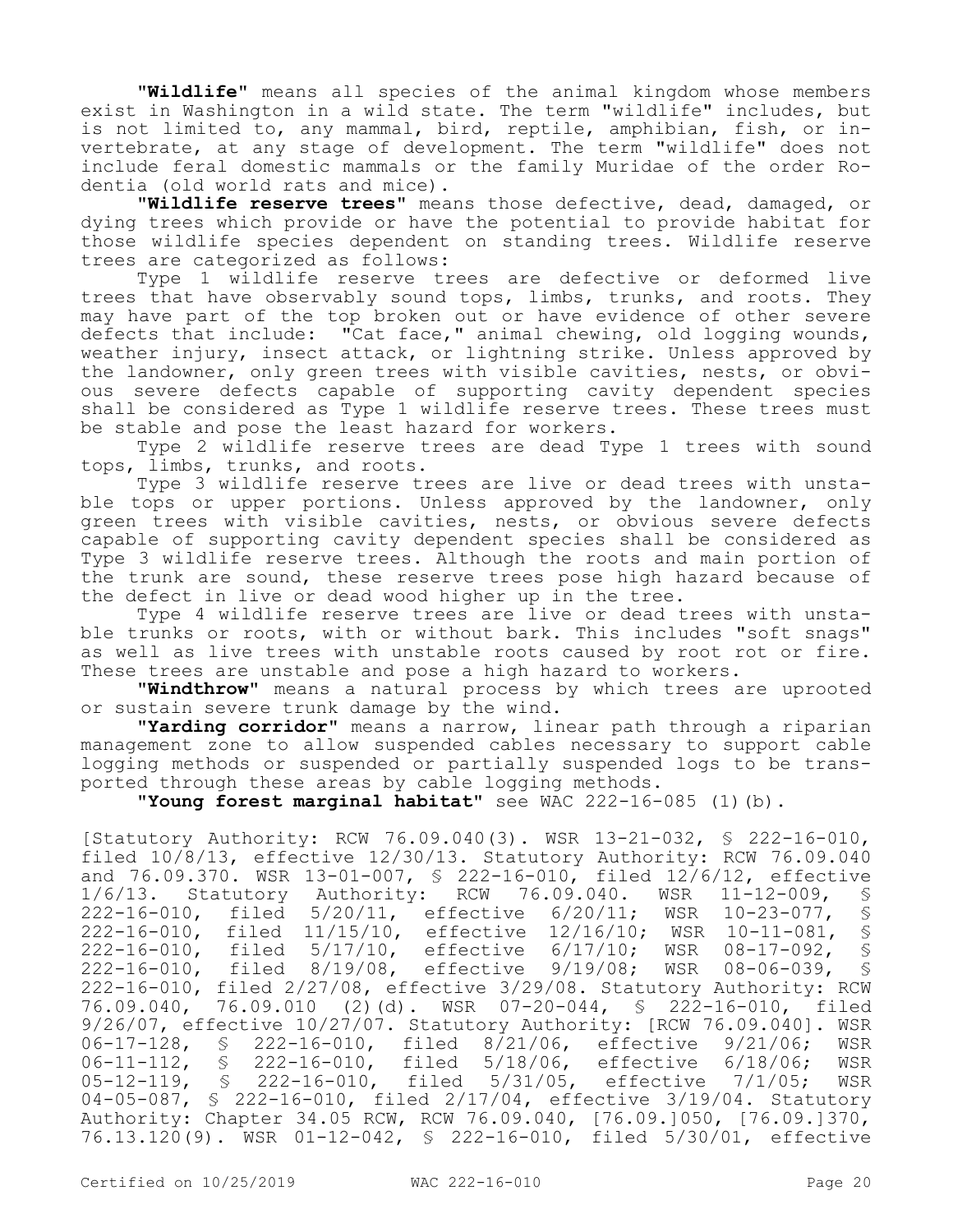"**Wildlife**" means all species of the animal kingdom whose members exist in Washington in a wild state. The term "wildlife" includes, but is not limited to, any mammal, bird, reptile, amphibian, fish, or invertebrate, at any stage of development. The term "wildlife" does not include feral domestic mammals or the family Muridae of the order Rodentia (old world rats and mice).

"**Wildlife reserve trees**" means those defective, dead, damaged, or dying trees which provide or have the potential to provide habitat for those wildlife species dependent on standing trees. Wildlife reserve trees are categorized as follows:

Type 1 wildlife reserve trees are defective or deformed live trees that have observably sound tops, limbs, trunks, and roots. They may have part of the top broken out or have evidence of other severe defects that include: "Cat face," animal chewing, old logging wounds, weather injury, insect attack, or lightning strike. Unless approved by the landowner, only green trees with visible cavities, nests, or obvious severe defects capable of supporting cavity dependent species shall be considered as Type 1 wildlife reserve trees. These trees must be stable and pose the least hazard for workers.

Type 2 wildlife reserve trees are dead Type 1 trees with sound tops, limbs, trunks, and roots.

Type 3 wildlife reserve trees are live or dead trees with unstable tops or upper portions. Unless approved by the landowner, only green trees with visible cavities, nests, or obvious severe defects capable of supporting cavity dependent species shall be considered as Type 3 wildlife reserve trees. Although the roots and main portion of the trunk are sound, these reserve trees pose high hazard because of the defect in live or dead wood higher up in the tree.

Type 4 wildlife reserve trees are live or dead trees with unstable trunks or roots, with or without bark. This includes "soft snags" as well as live trees with unstable roots caused by root rot or fire. These trees are unstable and pose a high hazard to workers.

"**Windthrow**" means a natural process by which trees are uprooted or sustain severe trunk damage by the wind.

"**Yarding corridor**" means a narrow, linear path through a riparian management zone to allow suspended cables necessary to support cable logging methods or suspended or partially suspended logs to be transported through these areas by cable logging methods.

"**Young forest marginal habitat**" see WAC 222-16-085 (1)(b).

[Statutory Authority: RCW 76.09.040(3). WSR 13-21-032, § 222-16-010, filed 10/8/13, effective 12/30/13. Statutory Authority: RCW 76.09.040 and 76.09.370. WSR 13-01-007, § 222-16-010, filed 12/6/12, effective 1/6/13. Statutory Authority: RCW 76.09.040. WSR 11-12-009, § 222-16-010, filed 5/20/11, effective 6/20/11; WSR 10-23-077, § 222-16-010, filed 11/15/10, effective 12/16/10; WSR 10-11-081, § 222-16-010, filed 5/17/10, effective 6/17/10; WSR 08-17-092, § 222-16-010, filed 8/19/08, effective 9/19/08; WSR 08-06-039, § 222-16-010, filed 2/27/08, effective 3/29/08. Statutory Authority: RCW 76.09.040, 76.09.010 (2)(d). WSR 07-20-044, § 222-16-010, filed 9/26/07, effective 10/27/07. Statutory Authority: [RCW 76.09.040]. WSR 06-17-128, § 222-16-010, filed 8/21/06, effective 9/21/06; WSR 06-11-112, § 222-16-010, filed 5/18/06, effective 6/18/06; WSR 05-12-119, § 222-16-010, filed 5/31/05, effective 7/1/05; WSR 04-05-087, § 222-16-010, filed 2/17/04, effective 3/19/04. Statutory Authority: Chapter 34.05 RCW, RCW 76.09.040, [76.09.]050, [76.09.]370, 76.13.120(9). WSR 01-12-042, § 222-16-010, filed 5/30/01, effective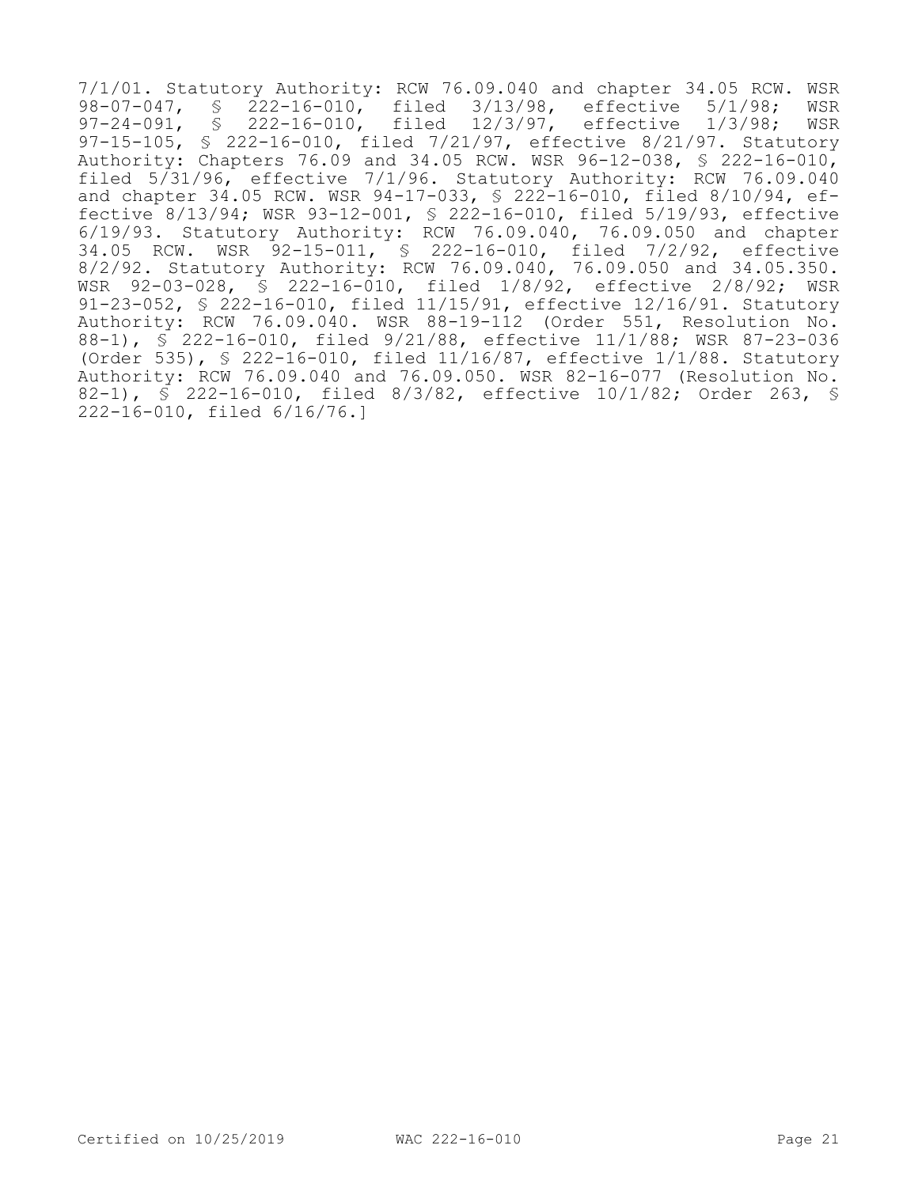7/1/01. Statutory Authority: RCW 76.09.040 and chapter 34.05 RCW. WSR 98-07-047, § 222-16-010, filed 3/13/98, effective 5/1/98; WSR 97-24-091, § 222-16-010, filed 12/3/97, effective 1/3/98; WSR 97-15-105, § 222-16-010, filed 7/21/97, effective 8/21/97. Statutory Authority: Chapters 76.09 and 34.05 RCW. WSR 96-12-038, § 222-16-010, filed 5/31/96, effective 7/1/96. Statutory Authority: RCW 76.09.040 and chapter 34.05 RCW. WSR 94-17-033, § 222-16-010, filed 8/10/94, effective 8/13/94; WSR 93-12-001, § 222-16-010, filed 5/19/93, effective 6/19/93. Statutory Authority: RCW 76.09.040, 76.09.050 and chapter 34.05 RCW. WSR 92-15-011, § 222-16-010, filed 7/2/92, effective 8/2/92. Statutory Authority: RCW 76.09.040, 76.09.050 and 34.05.350. WSR 92-03-028, § 222-16-010, filed 1/8/92, effective 2/8/92; WSR 91-23-052, § 222-16-010, filed 11/15/91, effective 12/16/91. Statutory Authority: RCW 76.09.040. WSR 88-19-112 (Order 551, Resolution No. 88-1), § 222-16-010, filed 9/21/88, effective 11/1/88; WSR 87-23-036 (Order 535), § 222-16-010, filed 11/16/87, effective 1/1/88. Statutory Authority: RCW 76.09.040 and 76.09.050. WSR 82-16-077 (Resolution No. 82-1), § 222-16-010, filed 8/3/82, effective 10/1/82; Order 263, § 222-16-010, filed 6/16/76.]